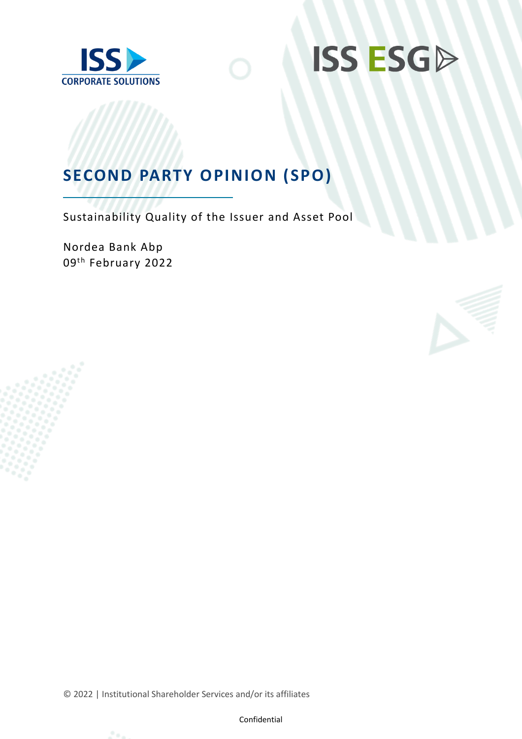ISS CORPORATE SOLUTIONS

ISS ESG

# SECOND PARTY OPINION (SPO)

Sustainability Quality of the Issuer and Asset Pool

Nordea Bank Abp
09th February 2022

© 2022 | Institutional Shareholder Services and/or its affiliates

Confidential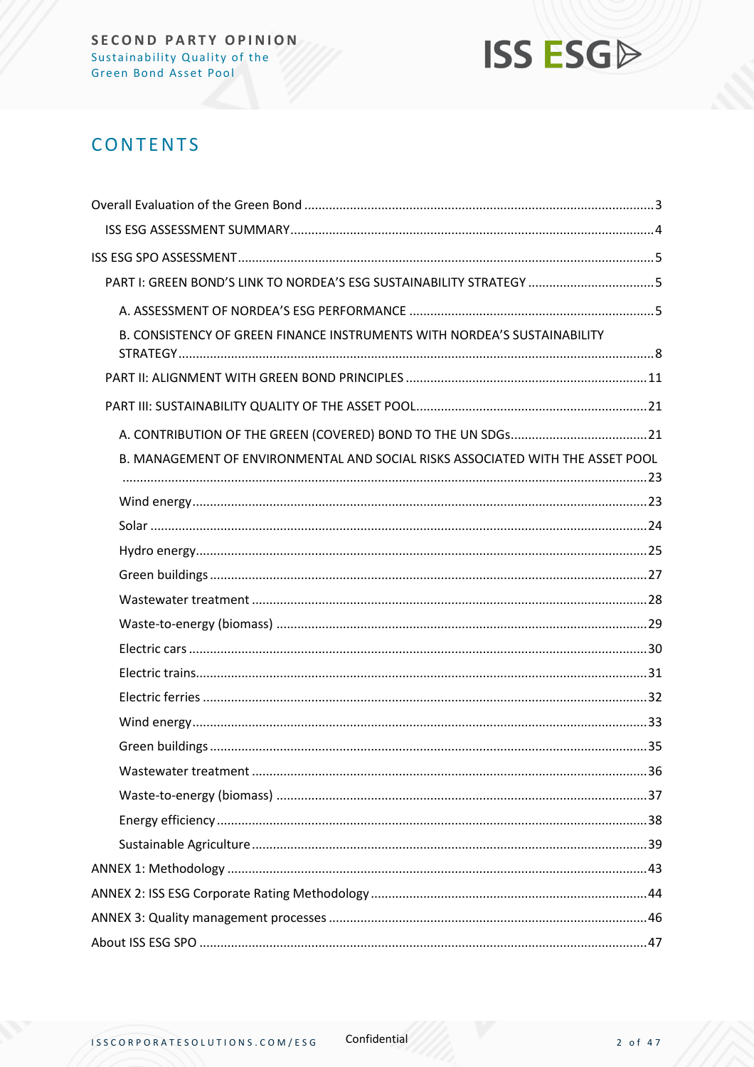# CONTENTS

Overall Evaluation of the Green Bond ... 3

- ISS ESG ASSESSMENT SUMMARY ... 4

ISS ESG SPO ASSESSMENT ... 5

- PART I: GREEN BOND'S LINK TO NORDEA'S ESG SUSTAINABILITY STRATEGY ... 5
  - A. ASSESSMENT OF NORDEA'S ESG PERFORMANCE ... 5
  - B. CONSISTENCY OF GREEN FINANCE INSTRUMENTS WITH NORDEA'S SUSTAINABILITY STRATEGY ... 8
- PART II: ALIGNMENT WITH GREEN BOND PRINCIPLES ... 11
- PART III: SUSTAINABILITY QUALITY OF THE ASSET POOL ... 21
  - A. CONTRIBUTION OF THE GREEN (COVERED) BOND TO THE UN SDGs ... 21
  - B. MANAGEMENT OF ENVIRONMENTAL AND SOCIAL RISKS ASSOCIATED WITH THE ASSET POOL ... 23
  - Wind energy ... 23
  - Solar ... 24
  - Hydro energy ... 25
  - Green buildings ... 27
  - Wastewater treatment ... 28
  - Waste-to-energy (biomass) ... 29
  - Electric cars ... 30
  - Electric trains ... 31
  - Electric ferries ... 32
  - Wind energy ... 33
  - Green buildings ... 35
  - Wastewater treatment ... 36
  - Waste-to-energy (biomass) ... 37
  - Energy efficiency ... 38
  - Sustainable Agriculture ... 39

ANNEX 1: Methodology ... 43

ANNEX 2: ISS ESG Corporate Rating Methodology ... 44

ANNEX 3: Quality management processes ... 46

About ISS ESG SPO ... 47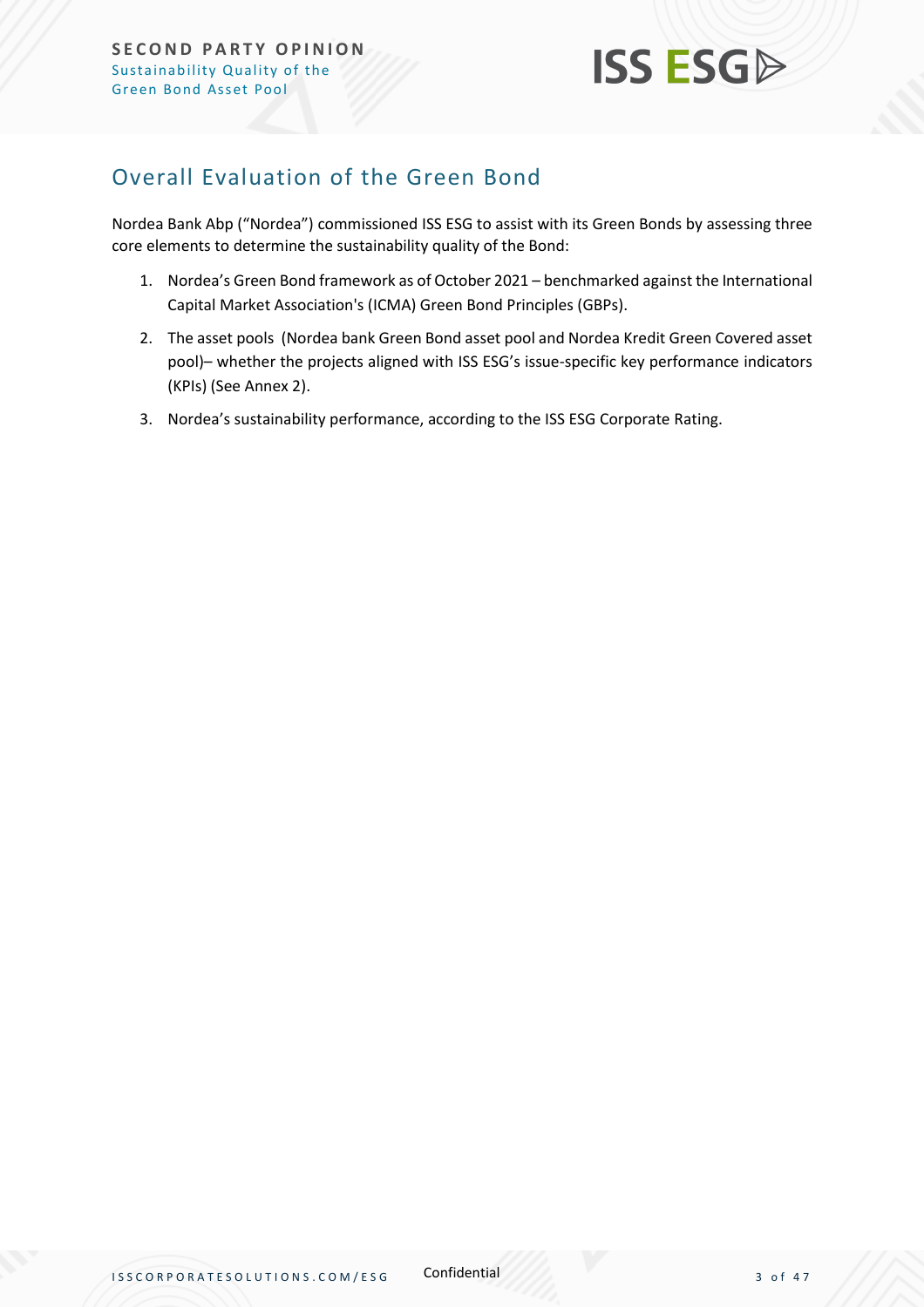## Overall Evaluation of the Green Bond

Nordea Bank Abp ("Nordea") commissioned ISS ESG to assist with its Green Bonds by assessing three core elements to determine the sustainability quality of the Bond:

1. Nordea's Green Bond framework as of October 2021 – benchmarked against the International Capital Market Association's (ICMA) Green Bond Principles (GBPs).
2. The asset pools (Nordea bank Green Bond asset pool and Nordea Kredit Green Covered asset pool)– whether the projects aligned with ISS ESG's issue-specific key performance indicators (KPIs) (See Annex 2).
3. Nordea's sustainability performance, according to the ISS ESG Corporate Rating.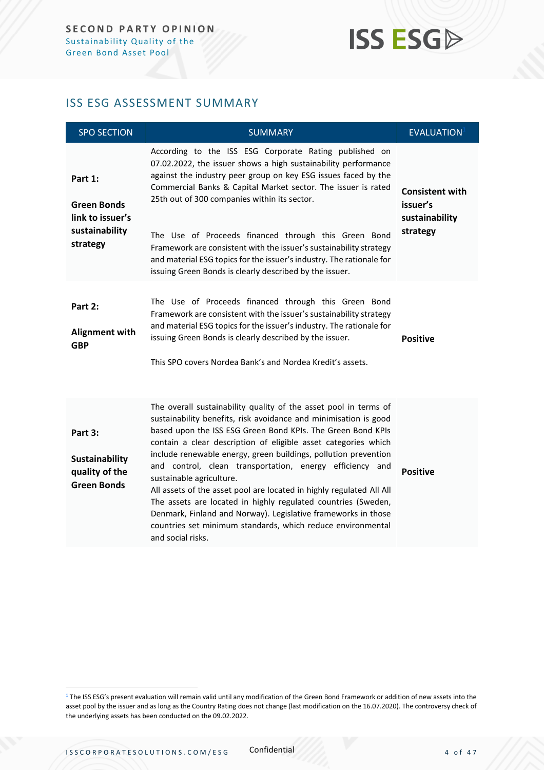## ISS ESG ASSESSMENT SUMMARY

| SPO SECTION | SUMMARY | EVALUATION[1] |
|---|---|---|
| **Part 1: Green Bonds link to issuer's sustainability strategy** | According to the ISS ESG Corporate Rating published on 07.02.2022, the issuer shows a high sustainability performance against the industry peer group on key ESG issues faced by the Commercial Banks & Capital Market sector. The issuer is rated 25th out of 300 companies within its sector.<br><br>The Use of Proceeds financed through this Green Bond Framework are consistent with the issuer's sustainability strategy and material ESG topics for the issuer's industry. The rationale for issuing Green Bonds is clearly described by the issuer. | **Consistent with issuer's sustainability strategy** |
| **Part 2: Alignment with GBP** | The Use of Proceeds financed through this Green Bond Framework are consistent with the issuer's sustainability strategy and material ESG topics for the issuer's industry. The rationale for issuing Green Bonds is clearly described by the issuer.<br><br>This SPO covers Nordea Bank's and Nordea Kredit's assets. | **Positive** |
| **Part 3: Sustainability quality of the Green Bonds** | The overall sustainability quality of the asset pool in terms of sustainability benefits, risk avoidance and minimisation is good based upon the ISS ESG Green Bond KPIs. The Green Bond KPIs contain a clear description of eligible asset categories which include renewable energy, green buildings, pollution prevention and control, clean transportation, energy efficiency and sustainable agriculture.<br>All assets of the asset pool are located in highly regulated All All The assets are located in highly regulated countries (Sweden, Denmark, Finland and Norway). Legislative frameworks in those countries set minimum standards, which reduce environmental and social risks. | **Positive** |

[1] The ISS ESG's present evaluation will remain valid until any modification of the Green Bond Framework or addition of new assets into the asset pool by the issuer and as long as the Country Rating does not change (last modification on the 16.07.2020). The controversy check of the underlying assets has been conducted on the 09.02.2022.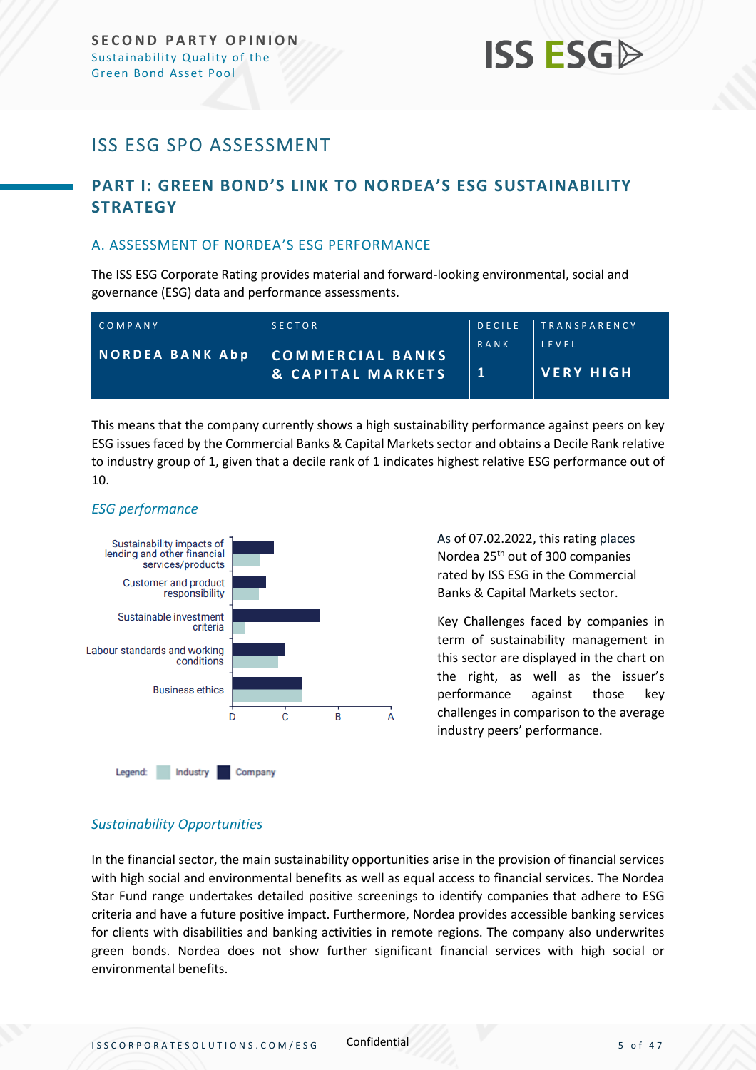# ISS ESG SPO ASSESSMENT

## PART I: GREEN BOND'S LINK TO NORDEA'S ESG SUSTAINABILITY STRATEGY

### A. ASSESSMENT OF NORDEA'S ESG PERFORMANCE

The ISS ESG Corporate Rating provides material and forward-looking environmental, social and governance (ESG) data and performance assessments.

| COMPANY | SECTOR | DECILE RANK | TRANSPARENCY LEVEL |
|---|---|---|---|
| **NORDEA BANK Abp** | **COMMERCIAL BANKS & CAPITAL MARKETS** | **1** | **VERY HIGH** |

This means that the company currently shows a high sustainability performance against peers on key ESG issues faced by the Commercial Banks & Capital Markets sector and obtains a Decile Rank relative to industry group of 1, given that a decile rank of 1 indicates highest relative ESG performance out of 10.

*ESG performance*

Sustainability impacts of lending and other financial services/products

Customer and product responsibility

Sustainable investment criteria

Labour standards and working conditions

Business ethics

D C B A

Legend: Industry Company

As of 07.02.2022, this rating places Nordea 25th out of 300 companies rated by ISS ESG in the Commercial Banks & Capital Markets sector.

Key Challenges faced by companies in term of sustainability management in this sector are displayed in the chart on the right, as well as the issuer's performance against those key challenges in comparison to the average industry peers' performance.

*Sustainability Opportunities*

In the financial sector, the main sustainability opportunities arise in the provision of financial services with high social and environmental benefits as well as equal access to financial services. The Nordea Star Fund range undertakes detailed positive screenings to identify companies that adhere to ESG criteria and have a future positive impact. Furthermore, Nordea provides accessible banking services for clients with disabilities and banking activities in remote regions. The company also underwrites green bonds. Nordea does not show further significant financial services with high social or environmental benefits.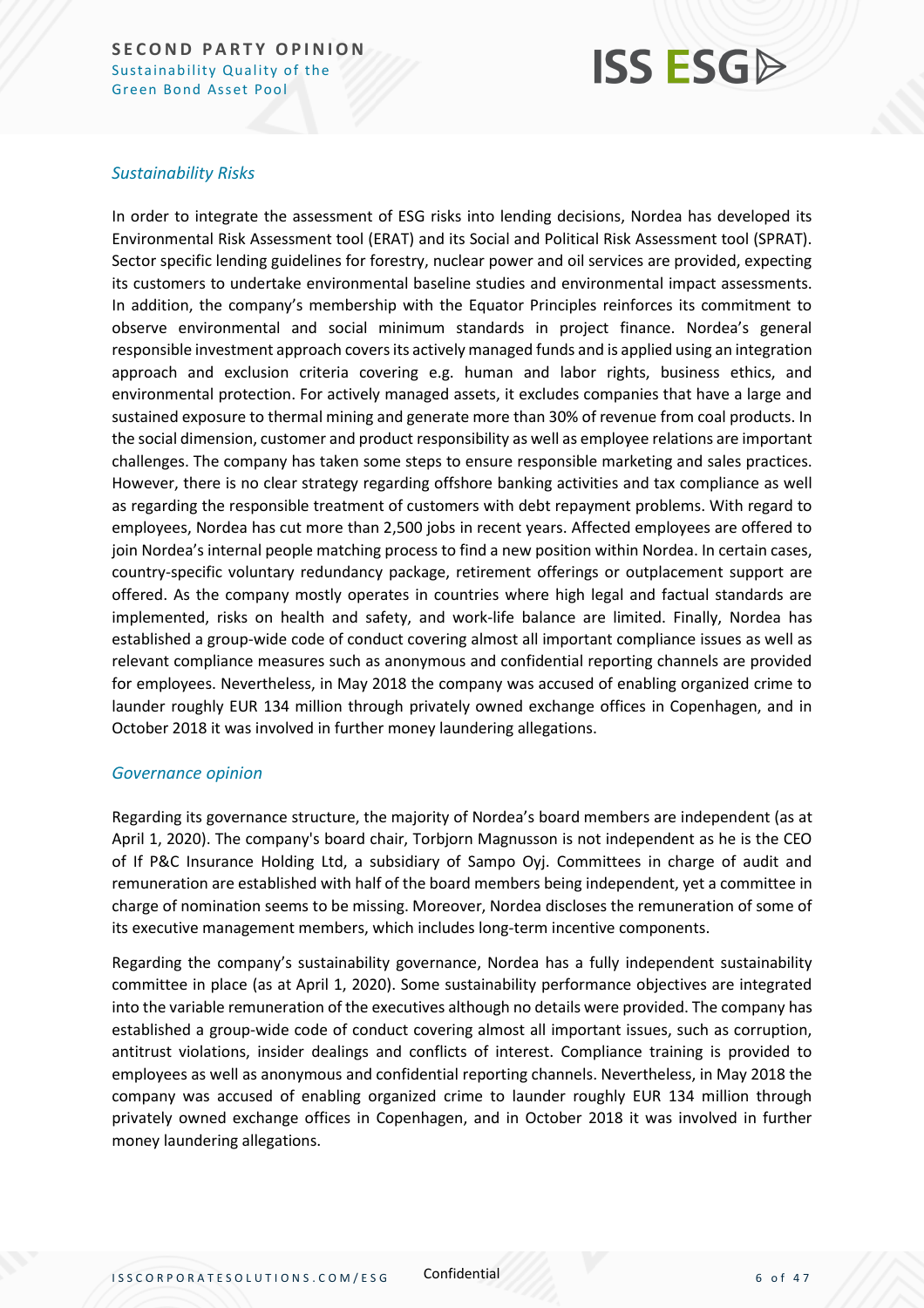### *Sustainability Risks*

In order to integrate the assessment of ESG risks into lending decisions, Nordea has developed its Environmental Risk Assessment tool (ERAT) and its Social and Political Risk Assessment tool (SPRAT). Sector specific lending guidelines for forestry, nuclear power and oil services are provided, expecting its customers to undertake environmental baseline studies and environmental impact assessments. In addition, the company's membership with the Equator Principles reinforces its commitment to observe environmental and social minimum standards in project finance. Nordea's general responsible investment approach covers its actively managed funds and is applied using an integration approach and exclusion criteria covering e.g. human and labor rights, business ethics, and environmental protection. For actively managed assets, it excludes companies that have a large and sustained exposure to thermal mining and generate more than 30% of revenue from coal products. In the social dimension, customer and product responsibility as well as employee relations are important challenges. The company has taken some steps to ensure responsible marketing and sales practices. However, there is no clear strategy regarding offshore banking activities and tax compliance as well as regarding the responsible treatment of customers with debt repayment problems. With regard to employees, Nordea has cut more than 2,500 jobs in recent years. Affected employees are offered to join Nordea's internal people matching process to find a new position within Nordea. In certain cases, country-specific voluntary redundancy package, retirement offerings or outplacement support are offered. As the company mostly operates in countries where high legal and factual standards are implemented, risks on health and safety, and work-life balance are limited. Finally, Nordea has established a group-wide code of conduct covering almost all important compliance issues as well as relevant compliance measures such as anonymous and confidential reporting channels are provided for employees. Nevertheless, in May 2018 the company was accused of enabling organized crime to launder roughly EUR 134 million through privately owned exchange offices in Copenhagen, and in October 2018 it was involved in further money laundering allegations.

### *Governance opinion*

Regarding its governance structure, the majority of Nordea's board members are independent (as at April 1, 2020). The company's board chair, Torbjorn Magnusson is not independent as he is the CEO of If P&C Insurance Holding Ltd, a subsidiary of Sampo Oyj. Committees in charge of audit and remuneration are established with half of the board members being independent, yet a committee in charge of nomination seems to be missing. Moreover, Nordea discloses the remuneration of some of its executive management members, which includes long-term incentive components.

Regarding the company's sustainability governance, Nordea has a fully independent sustainability committee in place (as at April 1, 2020). Some sustainability performance objectives are integrated into the variable remuneration of the executives although no details were provided. The company has established a group-wide code of conduct covering almost all important issues, such as corruption, antitrust violations, insider dealings and conflicts of interest. Compliance training is provided to employees as well as anonymous and confidential reporting channels. Nevertheless, in May 2018 the company was accused of enabling organized crime to launder roughly EUR 134 million through privately owned exchange offices in Copenhagen, and in October 2018 it was involved in further money laundering allegations.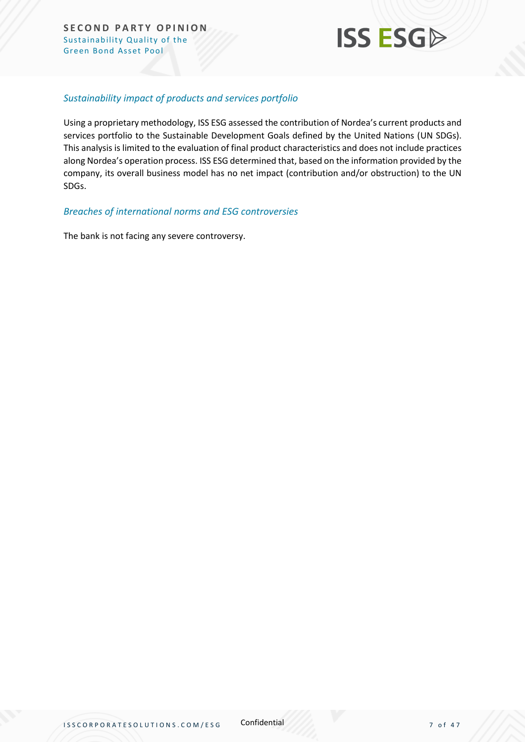*Sustainability impact of products and services portfolio*

Using a proprietary methodology, ISS ESG assessed the contribution of Nordea's current products and services portfolio to the Sustainable Development Goals defined by the United Nations (UN SDGs). This analysis is limited to the evaluation of final product characteristics and does not include practices along Nordea's operation process. ISS ESG determined that, based on the information provided by the company, its overall business model has no net impact (contribution and/or obstruction) to the UN SDGs.

*Breaches of international norms and ESG controversies*

The bank is not facing any severe controversy.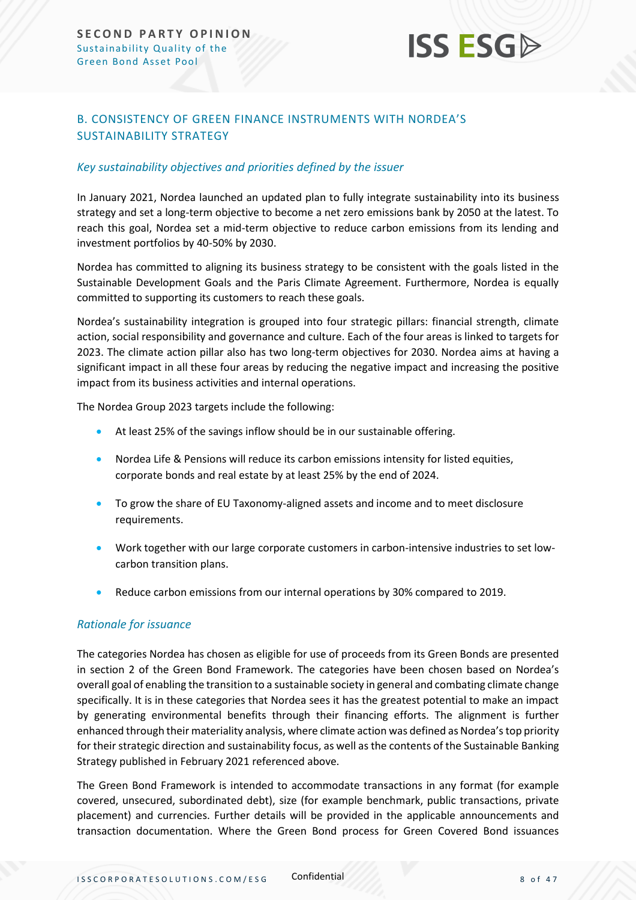## B. CONSISTENCY OF GREEN FINANCE INSTRUMENTS WITH NORDEA'S SUSTAINABILITY STRATEGY

### *Key sustainability objectives and priorities defined by the issuer*

In January 2021, Nordea launched an updated plan to fully integrate sustainability into its business strategy and set a long-term objective to become a net zero emissions bank by 2050 at the latest. To reach this goal, Nordea set a mid-term objective to reduce carbon emissions from its lending and investment portfolios by 40-50% by 2030.

Nordea has committed to aligning its business strategy to be consistent with the goals listed in the Sustainable Development Goals and the Paris Climate Agreement. Furthermore, Nordea is equally committed to supporting its customers to reach these goals.

Nordea's sustainability integration is grouped into four strategic pillars: financial strength, climate action, social responsibility and governance and culture. Each of the four areas is linked to targets for 2023. The climate action pillar also has two long-term objectives for 2030. Nordea aims at having a significant impact in all these four areas by reducing the negative impact and increasing the positive impact from its business activities and internal operations.

The Nordea Group 2023 targets include the following:

- At least 25% of the savings inflow should be in our sustainable offering.
- Nordea Life & Pensions will reduce its carbon emissions intensity for listed equities, corporate bonds and real estate by at least 25% by the end of 2024.
- To grow the share of EU Taxonomy-aligned assets and income and to meet disclosure requirements.
- Work together with our large corporate customers in carbon-intensive industries to set low-carbon transition plans.
- Reduce carbon emissions from our internal operations by 30% compared to 2019.

### *Rationale for issuance*

The categories Nordea has chosen as eligible for use of proceeds from its Green Bonds are presented in section 2 of the Green Bond Framework. The categories have been chosen based on Nordea's overall goal of enabling the transition to a sustainable society in general and combating climate change specifically. It is in these categories that Nordea sees it has the greatest potential to make an impact by generating environmental benefits through their financing efforts. The alignment is further enhanced through their materiality analysis, where climate action was defined as Nordea's top priority for their strategic direction and sustainability focus, as well as the contents of the Sustainable Banking Strategy published in February 2021 referenced above.

The Green Bond Framework is intended to accommodate transactions in any format (for example covered, unsecured, subordinated debt), size (for example benchmark, public transactions, private placement) and currencies. Further details will be provided in the applicable announcements and transaction documentation. Where the Green Bond process for Green Covered Bond issuances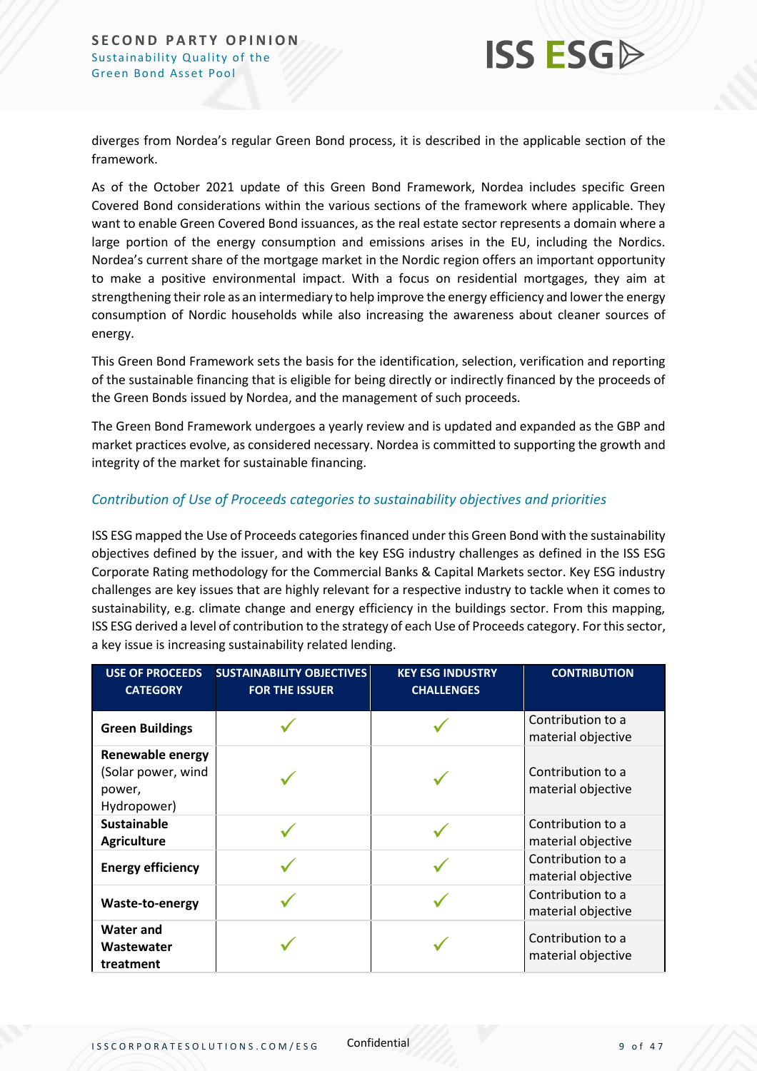diverges from Nordea's regular Green Bond process, it is described in the applicable section of the framework.

As of the October 2021 update of this Green Bond Framework, Nordea includes specific Green Covered Bond considerations within the various sections of the framework where applicable. They want to enable Green Covered Bond issuances, as the real estate sector represents a domain where a large portion of the energy consumption and emissions arises in the EU, including the Nordics. Nordea's current share of the mortgage market in the Nordic region offers an important opportunity to make a positive environmental impact. With a focus on residential mortgages, they aim at strengthening their role as an intermediary to help improve the energy efficiency and lower the energy consumption of Nordic households while also increasing the awareness about cleaner sources of energy.

This Green Bond Framework sets the basis for the identification, selection, verification and reporting of the sustainable financing that is eligible for being directly or indirectly financed by the proceeds of the Green Bonds issued by Nordea, and the management of such proceeds.

The Green Bond Framework undergoes a yearly review and is updated and expanded as the GBP and market practices evolve, as considered necessary. Nordea is committed to supporting the growth and integrity of the market for sustainable financing.

### *Contribution of Use of Proceeds categories to sustainability objectives and priorities*

ISS ESG mapped the Use of Proceeds categories financed under this Green Bond with the sustainability objectives defined by the issuer, and with the key ESG industry challenges as defined in the ISS ESG Corporate Rating methodology for the Commercial Banks & Capital Markets sector. Key ESG industry challenges are key issues that are highly relevant for a respective industry to tackle when it comes to sustainability, e.g. climate change and energy efficiency in the buildings sector. From this mapping, ISS ESG derived a level of contribution to the strategy of each Use of Proceeds category. For this sector, a key issue is increasing sustainability related lending.

| USE OF PROCEEDS CATEGORY | SUSTAINABILITY OBJECTIVES FOR THE ISSUER | KEY ESG INDUSTRY CHALLENGES | CONTRIBUTION |
|---|---|---|---|
| **Green Buildings** | ✓ | ✓ | Contribution to a material objective |
| **Renewable energy** (Solar power, wind power, Hydropower) | ✓ | ✓ | Contribution to a material objective |
| **Sustainable Agriculture** | ✓ | ✓ | Contribution to a material objective |
| **Energy efficiency** | ✓ | ✓ | Contribution to a material objective |
| **Waste-to-energy** | ✓ | ✓ | Contribution to a material objective |
| **Water and Wastewater treatment** | ✓ | ✓ | Contribution to a material objective |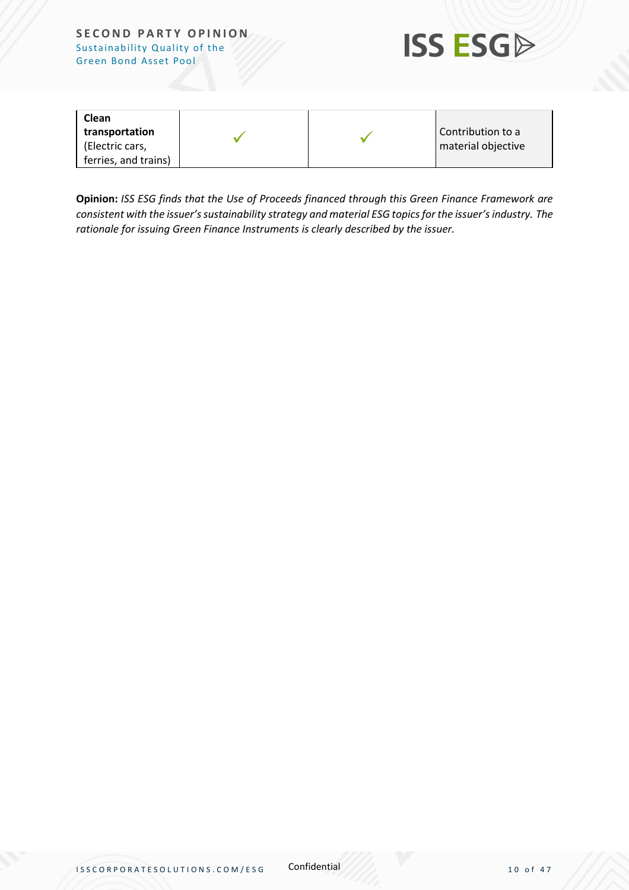| | | | |
|---|---|---|---|
| **Clean transportation** (Electric cars, ferries, and trains) | ✓ | ✓ | Contribution to a material objective |

**Opinion:** *ISS ESG finds that the Use of Proceeds financed through this Green Finance Framework are consistent with the issuer's sustainability strategy and material ESG topics for the issuer's industry. The rationale for issuing Green Finance Instruments is clearly described by the issuer.*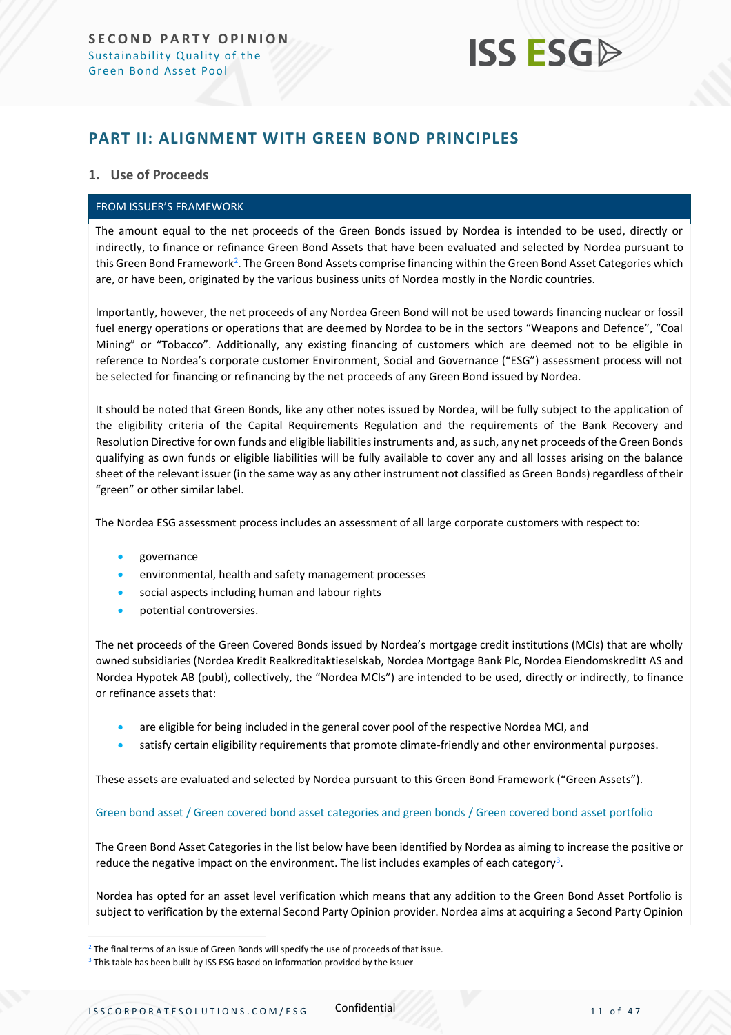## PART II: ALIGNMENT WITH GREEN BOND PRINCIPLES

### 1. Use of Proceeds

**FROM ISSUER'S FRAMEWORK**

The amount equal to the net proceeds of the Green Bonds issued by Nordea is intended to be used, directly or indirectly, to finance or refinance Green Bond Assets that have been evaluated and selected by Nordea pursuant to this Green Bond Framework[2]. The Green Bond Assets comprise financing within the Green Bond Asset Categories which are, or have been, originated by the various business units of Nordea mostly in the Nordic countries.

Importantly, however, the net proceeds of any Nordea Green Bond will not be used towards financing nuclear or fossil fuel energy operations or operations that are deemed by Nordea to be in the sectors "Weapons and Defence", "Coal Mining" or "Tobacco". Additionally, any existing financing of customers which are deemed not to be eligible in reference to Nordea's corporate customer Environment, Social and Governance ("ESG") assessment process will not be selected for financing or refinancing by the net proceeds of any Green Bond issued by Nordea.

It should be noted that Green Bonds, like any other notes issued by Nordea, will be fully subject to the application of the eligibility criteria of the Capital Requirements Regulation and the requirements of the Bank Recovery and Resolution Directive for own funds and eligible liabilities instruments and, as such, any net proceeds of the Green Bonds qualifying as own funds or eligible liabilities will be fully available to cover any and all losses arising on the balance sheet of the relevant issuer (in the same way as any other instrument not classified as Green Bonds) regardless of their "green" or other similar label.

The Nordea ESG assessment process includes an assessment of all large corporate customers with respect to:

- governance
- environmental, health and safety management processes
- social aspects including human and labour rights
- potential controversies.

The net proceeds of the Green Covered Bonds issued by Nordea's mortgage credit institutions (MCIs) that are wholly owned subsidiaries (Nordea Kredit Realkreditaktieselskab, Nordea Mortgage Bank Plc, Nordea Eiendomskreditt AS and Nordea Hypotek AB (publ), collectively, the "Nordea MCIs") are intended to be used, directly or indirectly, to finance or refinance assets that:

- are eligible for being included in the general cover pool of the respective Nordea MCI, and
- satisfy certain eligibility requirements that promote climate-friendly and other environmental purposes.

These assets are evaluated and selected by Nordea pursuant to this Green Bond Framework ("Green Assets").

Green bond asset / Green covered bond asset categories and green bonds / Green covered bond asset portfolio

The Green Bond Asset Categories in the list below have been identified by Nordea as aiming to increase the positive or reduce the negative impact on the environment. The list includes examples of each category[3].

Nordea has opted for an asset level verification which means that any addition to the Green Bond Asset Portfolio is subject to verification by the external Second Party Opinion provider. Nordea aims at acquiring a Second Party Opinion

[2] The final terms of an issue of Green Bonds will specify the use of proceeds of that issue.

[3] This table has been built by ISS ESG based on information provided by the issuer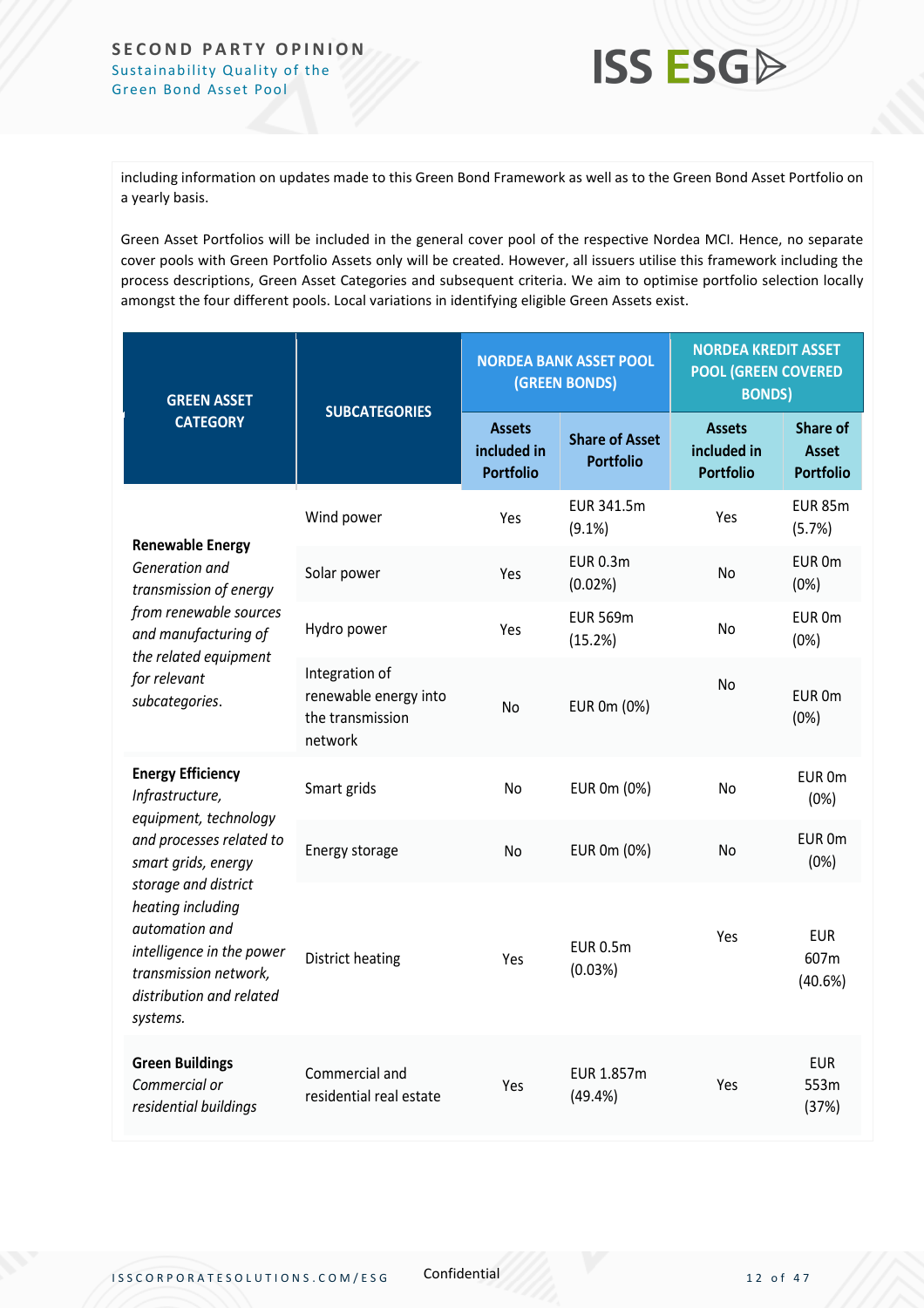including information on updates made to this Green Bond Framework as well as to the Green Bond Asset Portfolio on a yearly basis.

Green Asset Portfolios will be included in the general cover pool of the respective Nordea MCI. Hence, no separate cover pools with Green Portfolio Assets only will be created. However, all issuers utilise this framework including the process descriptions, Green Asset Categories and subsequent criteria. We aim to optimise portfolio selection locally amongst the four different pools. Local variations in identifying eligible Green Assets exist.

| GREEN ASSET CATEGORY | SUBCATEGORIES | NORDEA BANK ASSET POOL (GREEN BONDS) | | NORDEA KREDIT ASSET POOL (GREEN COVERED BONDS) | |
|---|---|---|---|---|---|
| | | Assets included in Portfolio | Share of Asset Portfolio | Assets included in Portfolio | Share of Asset Portfolio |
| **Renewable Energy** *Generation and transmission of energy from renewable sources and manufacturing of the related equipment for relevant subcategories.* | Wind power | Yes | EUR 341.5m (9.1%) | Yes | EUR 85m (5.7%) |
| | Solar power | Yes | EUR 0.3m (0.02%) | No | EUR 0m (0%) |
| | Hydro power | Yes | EUR 569m (15.2%) | No | EUR 0m (0%) |
| | Integration of renewable energy into the transmission network | No | EUR 0m (0%) | No | EUR 0m (0%) |
| **Energy Efficiency** *Infrastructure, equipment, technology and processes related to smart grids, energy storage and district heating including automation and intelligence in the power transmission network, distribution and related systems.* | Smart grids | No | EUR 0m (0%) | No | EUR 0m (0%) |
| | Energy storage | No | EUR 0m (0%) | No | EUR 0m (0%) |
| | District heating | Yes | EUR 0.5m (0.03%) | Yes | EUR 607m (40.6%) |
| **Green Buildings** *Commercial or residential buildings* | Commercial and residential real estate | Yes | EUR 1.857m (49.4%) | Yes | EUR 553m (37%) |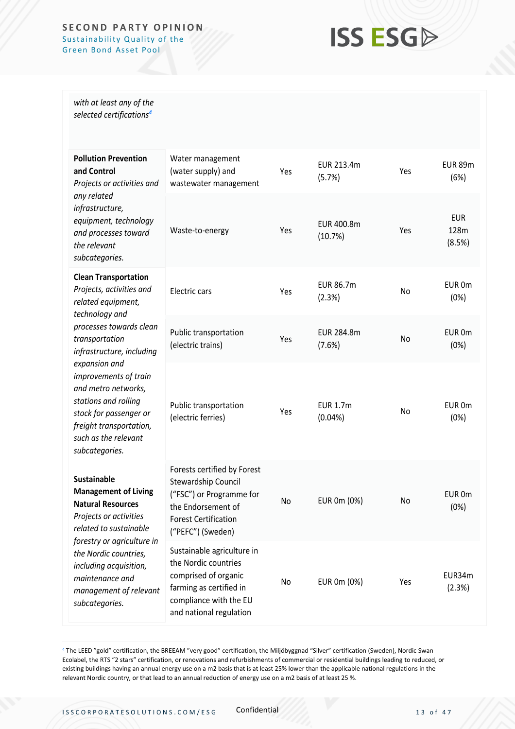| | | | | | |
|---|---|---|---|---|---|
| *with at least any of the selected certifications*[4] | | | | | |
| **Pollution Prevention and Control** *Projects or activities and any related infrastructure, equipment, technology and processes toward the relevant subcategories.* | Water management (water supply) and wastewater management | Yes | EUR 213.4m (5.7%) | Yes | EUR 89m (6%) |
| | Waste-to-energy | Yes | EUR 400.8m (10.7%) | Yes | EUR 128m (8.5%) |
| **Clean Transportation** *Projects, activities and related equipment, technology and processes towards clean transportation infrastructure, including expansion and improvements of train and metro networks, stations and rolling stock for passenger or freight transportation, such as the relevant subcategories.* | Electric cars | Yes | EUR 86.7m (2.3%) | No | EUR 0m (0%) |
| | Public transportation (electric trains) | Yes | EUR 284.8m (7.6%) | No | EUR 0m (0%) |
| | Public transportation (electric ferries) | Yes | EUR 1.7m (0.04%) | No | EUR 0m (0%) |
| **Sustainable Management of Living Natural Resources** *Projects or activities related to sustainable forestry or agriculture in the Nordic countries, including acquisition, maintenance and management of relevant subcategories.* | Forests certified by Forest Stewardship Council ("FSC") or Programme for the Endorsement of Forest Certification ("PEFC") (Sweden) | No | EUR 0m (0%) | No | EUR 0m (0%) |
| | Sustainable agriculture in the Nordic countries comprised of organic farming as certified in compliance with the EU and national regulation | No | EUR 0m (0%) | Yes | EUR34m (2.3%) |

[4] The LEED "gold" certification, the BREEAM "very good" certification, the Miljöbyggnad "Silver" certification (Sweden), Nordic Swan Ecolabel, the RTS "2 stars" certification, or renovations and refurbishments of commercial or residential buildings leading to reduced, or existing buildings having an annual energy use on a m2 basis that is at least 25% lower than the applicable national regulations in the relevant Nordic country, or that lead to an annual reduction of energy use on a m2 basis of at least 25 %.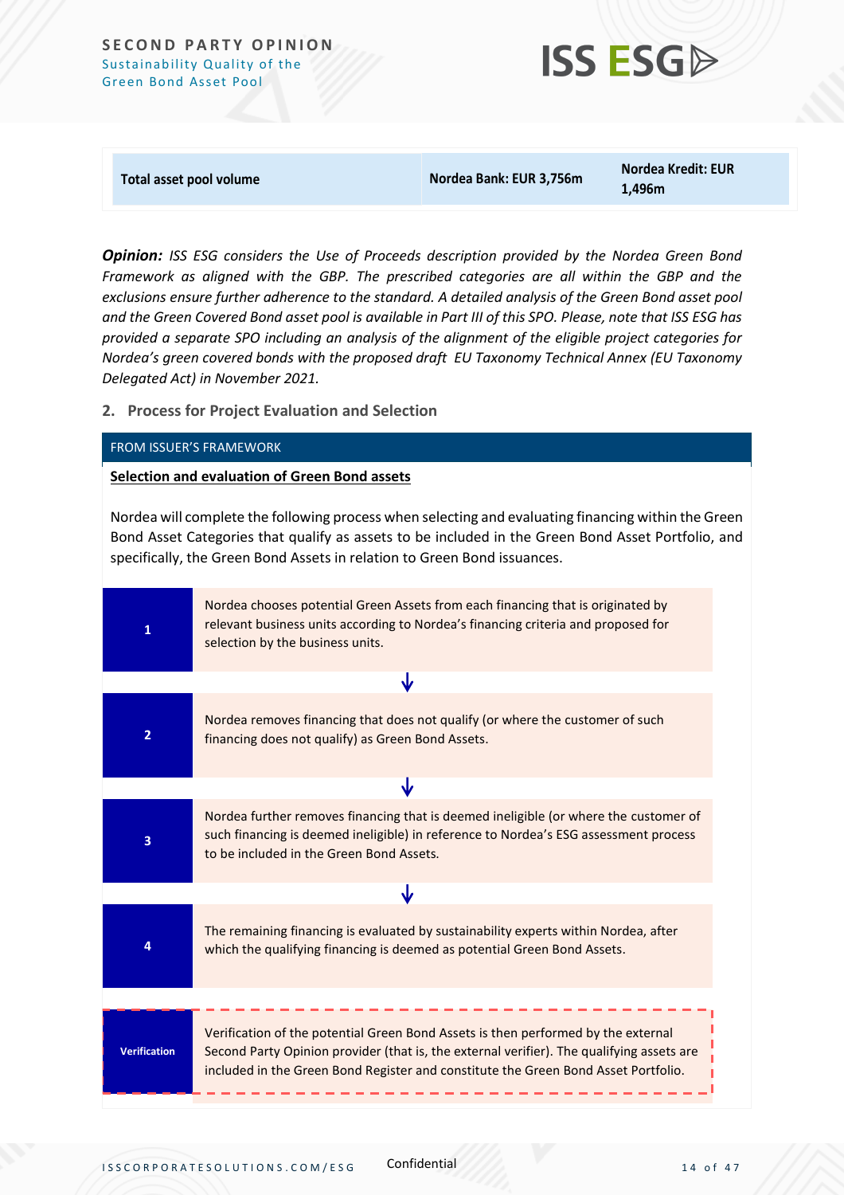| Total asset pool volume | Nordea Bank: EUR 3,756m | Nordea Kredit: EUR 1,496m |
| --- | --- | --- |

***Opinion:*** *ISS ESG considers the Use of Proceeds description provided by the Nordea Green Bond Framework as aligned with the GBP. The prescribed categories are all within the GBP and the exclusions ensure further adherence to the standard. A detailed analysis of the Green Bond asset pool and the Green Covered Bond asset pool is available in Part III of this SPO. Please, note that ISS ESG has provided a separate SPO including an analysis of the alignment of the eligible project categories for Nordea's green covered bonds with the proposed draft EU Taxonomy Technical Annex (EU Taxonomy Delegated Act) in November 2021.*

## 2. Process for Project Evaluation and Selection

FROM ISSUER'S FRAMEWORK

**Selection and evaluation of Green Bond assets**

Nordea will complete the following process when selecting and evaluating financing within the Green Bond Asset Categories that qualify as assets to be included in the Green Bond Asset Portfolio, and specifically, the Green Bond Assets in relation to Green Bond issuances.

| Step | Description |
| --- | --- |
| 1 | Nordea chooses potential Green Assets from each financing that is originated by relevant business units according to Nordea's financing criteria and proposed for selection by the business units. |
| 2 | Nordea removes financing that does not qualify (or where the customer of such financing does not qualify) as Green Bond Assets. |
| 3 | Nordea further removes financing that is deemed ineligible (or where the customer of such financing is deemed ineligible) in reference to Nordea's ESG assessment process to be included in the Green Bond Assets. |
| 4 | The remaining financing is evaluated by sustainability experts within Nordea, after which the qualifying financing is deemed as potential Green Bond Assets. |
| Verification | Verification of the potential Green Bond Assets is then performed by the external Second Party Opinion provider (that is, the external verifier). The qualifying assets are included in the Green Bond Register and constitute the Green Bond Asset Portfolio. |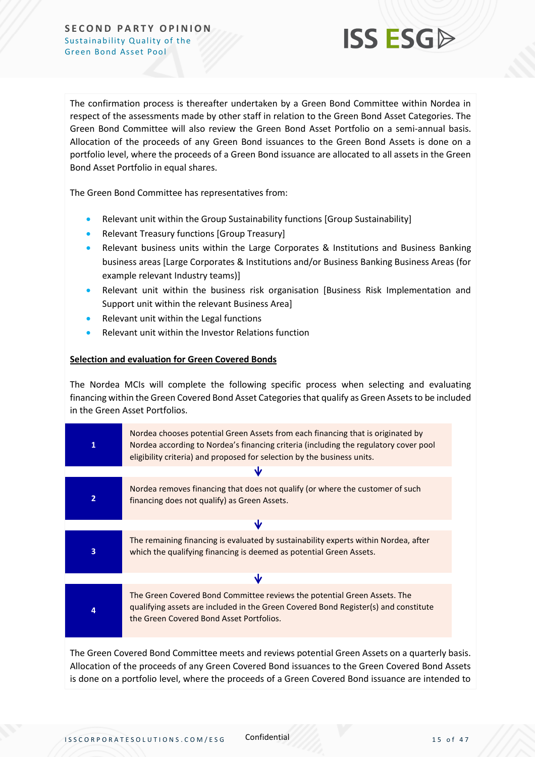The confirmation process is thereafter undertaken by a Green Bond Committee within Nordea in respect of the assessments made by other staff in relation to the Green Bond Asset Categories. The Green Bond Committee will also review the Green Bond Asset Portfolio on a semi-annual basis. Allocation of the proceeds of any Green Bond issuances to the Green Bond Assets is done on a portfolio level, where the proceeds of a Green Bond issuance are allocated to all assets in the Green Bond Asset Portfolio in equal shares.

The Green Bond Committee has representatives from:

- Relevant unit within the Group Sustainability functions [Group Sustainability]
- Relevant Treasury functions [Group Treasury]
- Relevant business units within the Large Corporates & Institutions and Business Banking business areas [Large Corporates & Institutions and/or Business Banking Business Areas (for example relevant Industry teams)]
- Relevant unit within the business risk organisation [Business Risk Implementation and Support unit within the relevant Business Area]
- Relevant unit within the Legal functions
- Relevant unit within the Investor Relations function

**Selection and evaluation for Green Covered Bonds**

The Nordea MCIs will complete the following specific process when selecting and evaluating financing within the Green Covered Bond Asset Categories that qualify as Green Assets to be included in the Green Asset Portfolios.

| | |
|---|---|
| 1 | Nordea chooses potential Green Assets from each financing that is originated by Nordea according to Nordea's financing criteria (including the regulatory cover pool eligibility criteria) and proposed for selection by the business units. |
| 2 | Nordea removes financing that does not qualify (or where the customer of such financing does not qualify) as Green Assets. |
| 3 | The remaining financing is evaluated by sustainability experts within Nordea, after which the qualifying financing is deemed as potential Green Assets. |
| 4 | The Green Covered Bond Committee reviews the potential Green Assets. The qualifying assets are included in the Green Covered Bond Register(s) and constitute the Green Covered Bond Asset Portfolios. |

The Green Covered Bond Committee meets and reviews potential Green Assets on a quarterly basis. Allocation of the proceeds of any Green Covered Bond issuances to the Green Covered Bond Assets is done on a portfolio level, where the proceeds of a Green Covered Bond issuance are intended to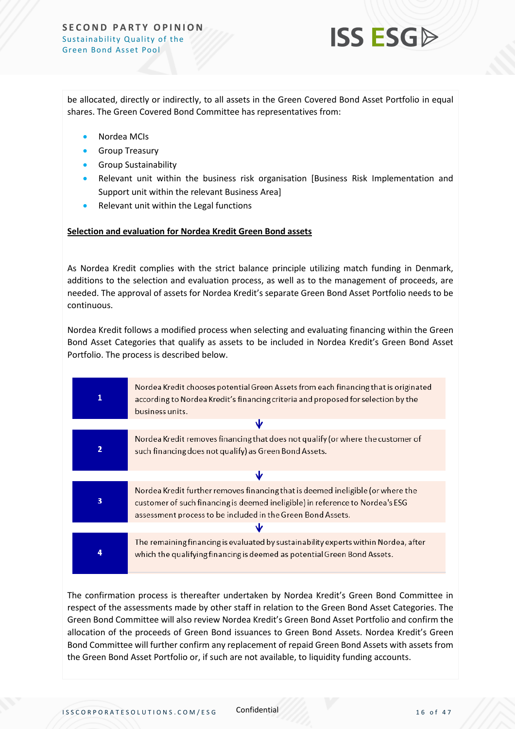be allocated, directly or indirectly, to all assets in the Green Covered Bond Asset Portfolio in equal shares. The Green Covered Bond Committee has representatives from:

- Nordea MCIs
- Group Treasury
- Group Sustainability
- Relevant unit within the business risk organisation [Business Risk Implementation and Support unit within the relevant Business Area]
- Relevant unit within the Legal functions

**Selection and evaluation for Nordea Kredit Green Bond assets**

As Nordea Kredit complies with the strict balance principle utilizing match funding in Denmark, additions to the selection and evaluation process, as well as to the management of proceeds, are needed. The approval of assets for Nordea Kredit's separate Green Bond Asset Portfolio needs to be continuous.

Nordea Kredit follows a modified process when selecting and evaluating financing within the Green Bond Asset Categories that qualify as assets to be included in Nordea Kredit's Green Bond Asset Portfolio. The process is described below.

| Step | Description |
|---|---|
| 1 | Nordea Kredit chooses potential Green Assets from each financing that is originated according to Nordea Kredit's financing criteria and proposed for selection by the business units. |
| 2 | Nordea Kredit removes financing that does not qualify (or where the customer of such financing does not qualify) as Green Bond Assets. |
| 3 | Nordea Kredit further removes financing that is deemed ineligible (or where the customer of such financing is deemed ineligible) in reference to Nordea's ESG assessment process to be included in the Green Bond Assets. |
| 4 | The remaining financing is evaluated by sustainability experts within Nordea, after which the qualifying financing is deemed as potential Green Bond Assets. |

The confirmation process is thereafter undertaken by Nordea Kredit's Green Bond Committee in respect of the assessments made by other staff in relation to the Green Bond Asset Categories. The Green Bond Committee will also review Nordea Kredit's Green Bond Asset Portfolio and confirm the allocation of the proceeds of Green Bond issuances to Green Bond Assets. Nordea Kredit's Green Bond Committee will further confirm any replacement of repaid Green Bond Assets with assets from the Green Bond Asset Portfolio or, if such are not available, to liquidity funding accounts.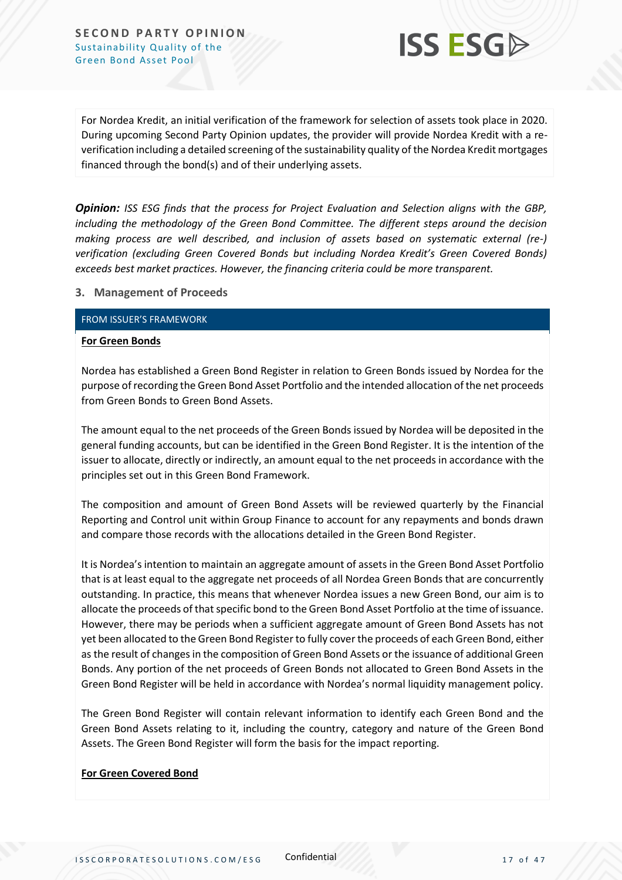For Nordea Kredit, an initial verification of the framework for selection of assets took place in 2020. During upcoming Second Party Opinion updates, the provider will provide Nordea Kredit with a re-verification including a detailed screening of the sustainability quality of the Nordea Kredit mortgages financed through the bond(s) and of their underlying assets.

***Opinion:*** *ISS ESG finds that the process for Project Evaluation and Selection aligns with the GBP, including the methodology of the Green Bond Committee. The different steps around the decision making process are well described, and inclusion of assets based on systematic external (re-) verification (excluding Green Covered Bonds but including Nordea Kredit's Green Covered Bonds) exceeds best market practices. However, the financing criteria could be more transparent.*

## 3. Management of Proceeds

FROM ISSUER'S FRAMEWORK

**For Green Bonds**

Nordea has established a Green Bond Register in relation to Green Bonds issued by Nordea for the purpose of recording the Green Bond Asset Portfolio and the intended allocation of the net proceeds from Green Bonds to Green Bond Assets.

The amount equal to the net proceeds of the Green Bonds issued by Nordea will be deposited in the general funding accounts, but can be identified in the Green Bond Register. It is the intention of the issuer to allocate, directly or indirectly, an amount equal to the net proceeds in accordance with the principles set out in this Green Bond Framework.

The composition and amount of Green Bond Assets will be reviewed quarterly by the Financial Reporting and Control unit within Group Finance to account for any repayments and bonds drawn and compare those records with the allocations detailed in the Green Bond Register.

It is Nordea's intention to maintain an aggregate amount of assets in the Green Bond Asset Portfolio that is at least equal to the aggregate net proceeds of all Nordea Green Bonds that are concurrently outstanding. In practice, this means that whenever Nordea issues a new Green Bond, our aim is to allocate the proceeds of that specific bond to the Green Bond Asset Portfolio at the time of issuance. However, there may be periods when a sufficient aggregate amount of Green Bond Assets has not yet been allocated to the Green Bond Register to fully cover the proceeds of each Green Bond, either as the result of changes in the composition of Green Bond Assets or the issuance of additional Green Bonds. Any portion of the net proceeds of Green Bonds not allocated to Green Bond Assets in the Green Bond Register will be held in accordance with Nordea's normal liquidity management policy.

The Green Bond Register will contain relevant information to identify each Green Bond and the Green Bond Assets relating to it, including the country, category and nature of the Green Bond Assets. The Green Bond Register will form the basis for the impact reporting.

**For Green Covered Bond**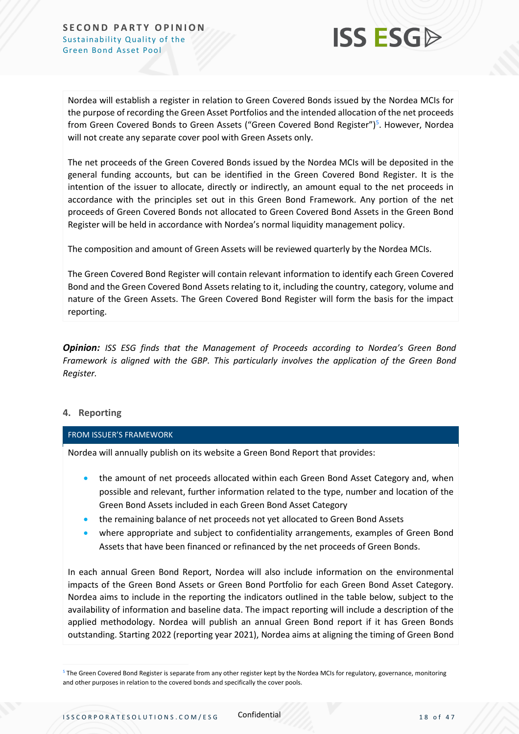Nordea will establish a register in relation to Green Covered Bonds issued by the Nordea MCIs for the purpose of recording the Green Asset Portfolios and the intended allocation of the net proceeds from Green Covered Bonds to Green Assets ("Green Covered Bond Register")[5]. However, Nordea will not create any separate cover pool with Green Assets only.

The net proceeds of the Green Covered Bonds issued by the Nordea MCIs will be deposited in the general funding accounts, but can be identified in the Green Covered Bond Register. It is the intention of the issuer to allocate, directly or indirectly, an amount equal to the net proceeds in accordance with the principles set out in this Green Bond Framework. Any portion of the net proceeds of Green Covered Bonds not allocated to Green Covered Bond Assets in the Green Bond Register will be held in accordance with Nordea's normal liquidity management policy.

The composition and amount of Green Assets will be reviewed quarterly by the Nordea MCIs.

The Green Covered Bond Register will contain relevant information to identify each Green Covered Bond and the Green Covered Bond Assets relating to it, including the country, category, volume and nature of the Green Assets. The Green Covered Bond Register will form the basis for the impact reporting.

***Opinion:*** *ISS ESG finds that the Management of Proceeds according to Nordea's Green Bond Framework is aligned with the GBP. This particularly involves the application of the Green Bond Register.*

## 4. Reporting

FROM ISSUER'S FRAMEWORK

Nordea will annually publish on its website a Green Bond Report that provides:

- the amount of net proceeds allocated within each Green Bond Asset Category and, when possible and relevant, further information related to the type, number and location of the Green Bond Assets included in each Green Bond Asset Category
- the remaining balance of net proceeds not yet allocated to Green Bond Assets
- where appropriate and subject to confidentiality arrangements, examples of Green Bond Assets that have been financed or refinanced by the net proceeds of Green Bonds.

In each annual Green Bond Report, Nordea will also include information on the environmental impacts of the Green Bond Assets or Green Bond Portfolio for each Green Bond Asset Category. Nordea aims to include in the reporting the indicators outlined in the table below, subject to the availability of information and baseline data. The impact reporting will include a description of the applied methodology. Nordea will publish an annual Green Bond report if it has Green Bonds outstanding. Starting 2022 (reporting year 2021), Nordea aims at aligning the timing of Green Bond

[5] The Green Covered Bond Register is separate from any other register kept by the Nordea MCIs for regulatory, governance, monitoring and other purposes in relation to the covered bonds and specifically the cover pools.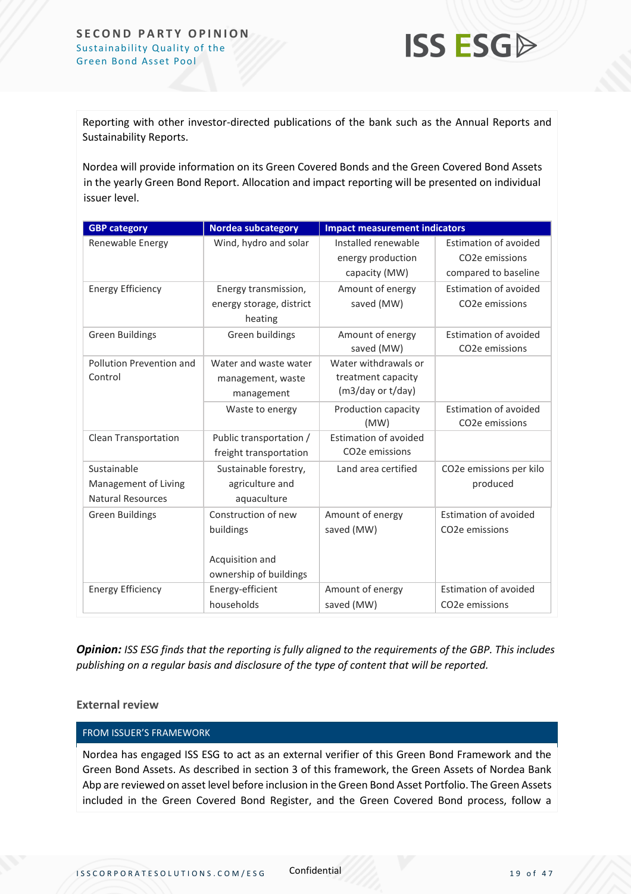Reporting with other investor-directed publications of the bank such as the Annual Reports and Sustainability Reports.

Nordea will provide information on its Green Covered Bonds and the Green Covered Bond Assets in the yearly Green Bond Report. Allocation and impact reporting will be presented on individual issuer level.

| GBP category | Nordea subcategory | Impact measurement indicators | |
|---|---|---|---|
| Renewable Energy | Wind, hydro and solar | Installed renewable energy production capacity (MW) | Estimation of avoided CO2e emissions compared to baseline |
| Energy Efficiency | Energy transmission, energy storage, district heating | Amount of energy saved (MW) | Estimation of avoided CO2e emissions |
| Green Buildings | Green buildings | Amount of energy saved (MW) | Estimation of avoided CO2e emissions |
| Pollution Prevention and Control | Water and waste water management, waste management | Water withdrawals or treatment capacity (m3/day or t/day) | |
| | Waste to energy | Production capacity (MW) | Estimation of avoided CO2e emissions |
| Clean Transportation | Public transportation / freight transportation | Estimation of avoided CO2e emissions | |
| Sustainable Management of Living Natural Resources | Sustainable forestry, agriculture and aquaculture | Land area certified | CO2e emissions per kilo produced |
| Green Buildings | Construction of new buildings<br><br>Acquisition and ownership of buildings | Amount of energy saved (MW) | Estimation of avoided CO2e emissions |
| Energy Efficiency | Energy-efficient households | Amount of energy saved (MW) | Estimation of avoided CO2e emissions |

***Opinion:*** *ISS ESG finds that the reporting is fully aligned to the requirements of the GBP. This includes publishing on a regular basis and disclosure of the type of content that will be reported.*

### External review

FROM ISSUER'S FRAMEWORK

Nordea has engaged ISS ESG to act as an external verifier of this Green Bond Framework and the Green Bond Assets. As described in section 3 of this framework, the Green Assets of Nordea Bank Abp are reviewed on asset level before inclusion in the Green Bond Asset Portfolio. The Green Assets included in the Green Covered Bond Register, and the Green Covered Bond process, follow a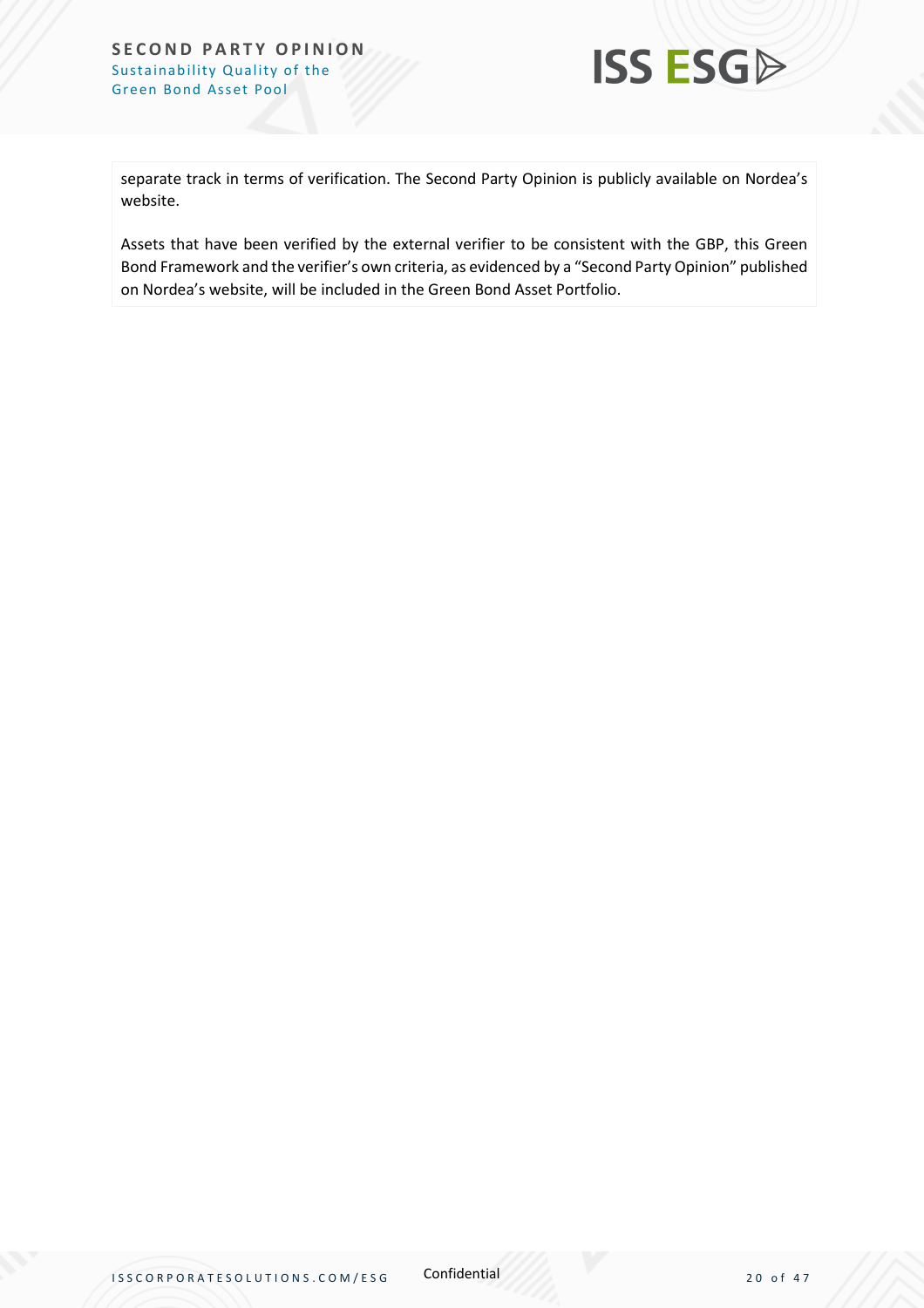separate track in terms of verification. The Second Party Opinion is publicly available on Nordea's website.

Assets that have been verified by the external verifier to be consistent with the GBP, this Green Bond Framework and the verifier's own criteria, as evidenced by a "Second Party Opinion" published on Nordea's website, will be included in the Green Bond Asset Portfolio.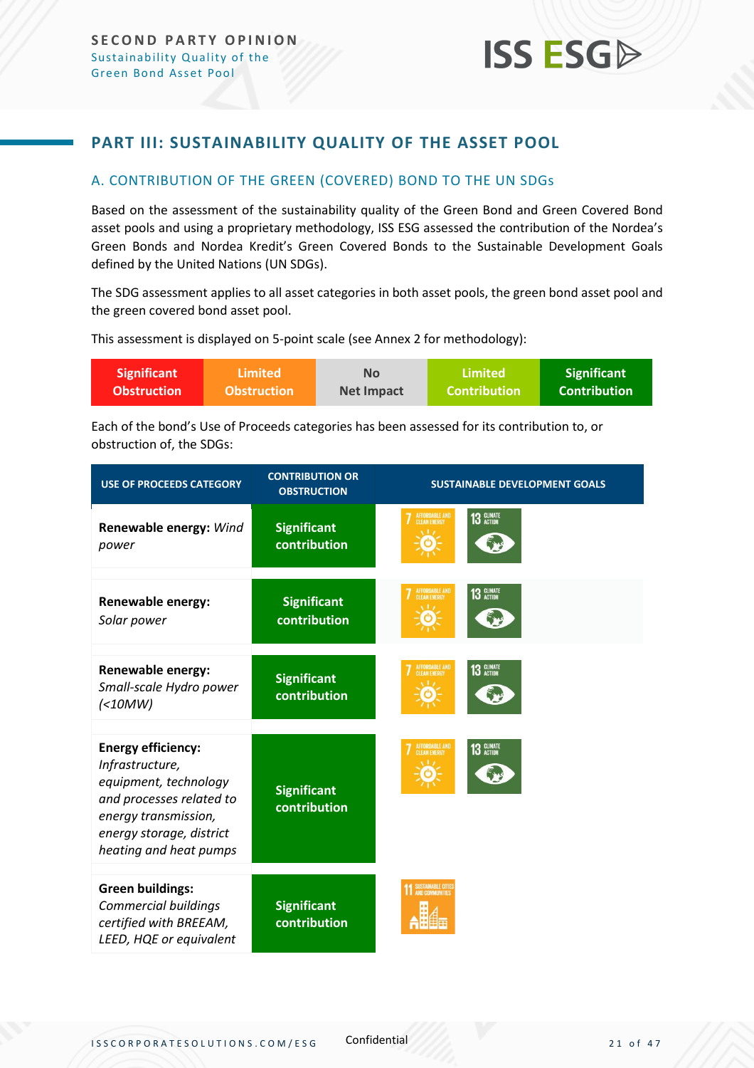## PART III: SUSTAINABILITY QUALITY OF THE ASSET POOL

### A. CONTRIBUTION OF THE GREEN (COVERED) BOND TO THE UN SDGs

Based on the assessment of the sustainability quality of the Green Bond and Green Covered Bond asset pools and using a proprietary methodology, ISS ESG assessed the contribution of the Nordea's Green Bonds and Nordea Kredit's Green Covered Bonds to the Sustainable Development Goals defined by the United Nations (UN SDGs).

The SDG assessment applies to all asset categories in both asset pools, the green bond asset pool and the green covered bond asset pool.

This assessment is displayed on 5-point scale (see Annex 2 for methodology):

| Significant Obstruction | Limited Obstruction | No Net Impact | Limited Contribution | Significant Contribution |
|---|---|---|---|---|

Each of the bond's Use of Proceeds categories has been assessed for its contribution to, or obstruction of, the SDGs:

| USE OF PROCEEDS CATEGORY | CONTRIBUTION OR OBSTRUCTION | SUSTAINABLE DEVELOPMENT GOALS |
|---|---|---|
| **Renewable energy:** *Wind power* | Significant contribution | 7 Affordable and Clean Energy; 13 Climate Action |
| **Renewable energy:** *Solar power* | Significant contribution | 7 Affordable and Clean Energy; 13 Climate Action |
| **Renewable energy:** *Small-scale Hydro power (<10MW)* | Significant contribution | 7 Affordable and Clean Energy; 13 Climate Action |
| **Energy efficiency:** *Infrastructure, equipment, technology and processes related to energy transmission, energy storage, district heating and heat pumps* | Significant contribution | 7 Affordable and Clean Energy; 13 Climate Action |
| **Green buildings:** *Commercial buildings certified with BREEAM, LEED, HQE or equivalent* | Significant contribution | 11 Sustainable Cities and Communities |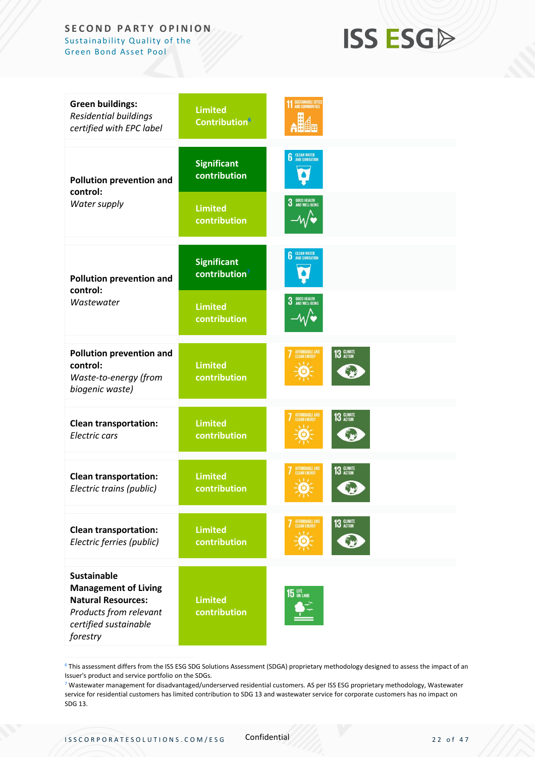| Use of proceeds category | Contribution | Sustainable Development Goals |
| --- | --- | --- |
| **Green buildings:** *Residential buildings certified with EPC label* | Limited Contribution[6] | 11 Sustainable Cities and Communities |
| **Pollution prevention and control:** *Water supply* | Significant contribution | 6 Clean Water and Sanitation |
| | Limited contribution | 3 Good Health and Well-Being |
| **Pollution prevention and control:** *Wastewater* | Significant contribution[7] | 6 Clean Water and Sanitation |
| | Limited contribution | 3 Good Health and Well-Being |
| **Pollution prevention and control:** *Waste-to-energy (from biogenic waste)* | Limited contribution | 7 Affordable and Clean Energy; 13 Climate Action |
| **Clean transportation:** *Electric cars* | Limited contribution | 7 Affordable and Clean Energy; 13 Climate Action |
| **Clean transportation:** *Electric trains (public)* | Limited contribution | 7 Affordable and Clean Energy; 13 Climate Action |
| **Clean transportation:** *Electric ferries (public)* | Limited contribution | 7 Affordable and Clean Energy; 13 Climate Action |
| **Sustainable Management of Living Natural Resources:** *Products from relevant certified sustainable forestry* | Limited contribution | 15 Life on Land |

[6] This assessment differs from the ISS ESG SDG Solutions Assessment (SDGA) proprietary methodology designed to assess the impact of an Issuer's product and service portfolio on the SDGs.

[7] Wastewater management for disadvantaged/underserved residential customers. AS per ISS ESG proprietary methodology, Wastewater service for residential customers has limited contribution to SDG 13 and wastewater service for corporate customers has no impact on SDG 13.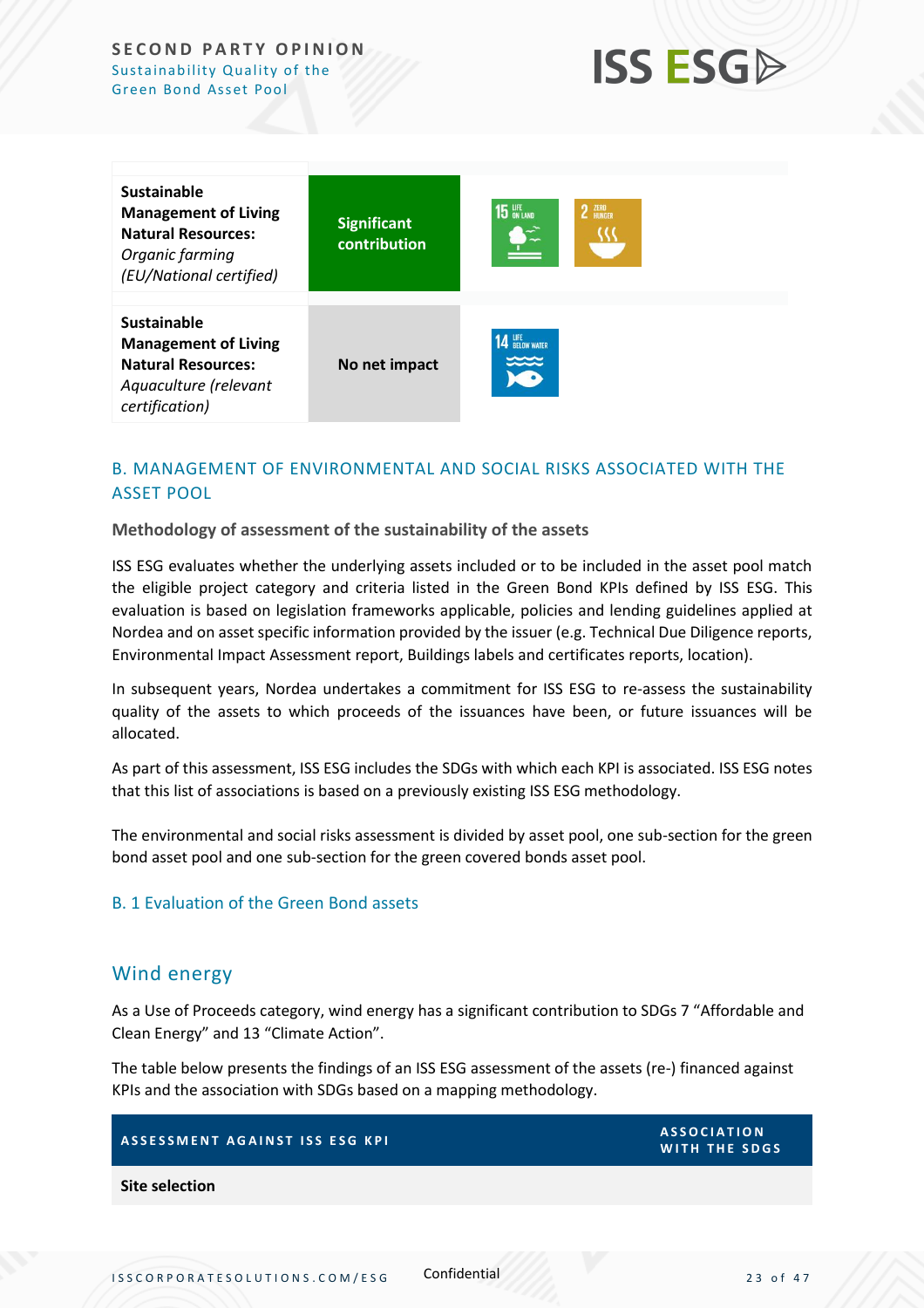| | | |
|---|---|---|
| **Sustainable Management of Living Natural Resources:** *Organic farming (EU/National certified)* | Significant contribution | 15 Life on Land, 2 Zero Hunger |
| **Sustainable Management of Living Natural Resources:** *Aquaculture (relevant certification)* | No net impact | 14 Life Below Water |

## B. MANAGEMENT OF ENVIRONMENTAL AND SOCIAL RISKS ASSOCIATED WITH THE ASSET POOL

**Methodology of assessment of the sustainability of the assets**

ISS ESG evaluates whether the underlying assets included or to be included in the asset pool match the eligible project category and criteria listed in the Green Bond KPIs defined by ISS ESG. This evaluation is based on legislation frameworks applicable, policies and lending guidelines applied at Nordea and on asset specific information provided by the issuer (e.g. Technical Due Diligence reports, Environmental Impact Assessment report, Buildings labels and certificates reports, location).

In subsequent years, Nordea undertakes a commitment for ISS ESG to re-assess the sustainability quality of the assets to which proceeds of the issuances have been, or future issuances will be allocated.

As part of this assessment, ISS ESG includes the SDGs with which each KPI is associated. ISS ESG notes that this list of associations is based on a previously existing ISS ESG methodology.

The environmental and social risks assessment is divided by asset pool, one sub-section for the green bond asset pool and one sub-section for the green covered bonds asset pool.

### B. 1 Evaluation of the Green Bond assets

## Wind energy

As a Use of Proceeds category, wind energy has a significant contribution to SDGs 7 "Affordable and Clean Energy" and 13 "Climate Action".

The table below presents the findings of an ISS ESG assessment of the assets (re-) financed against KPIs and the association with SDGs based on a mapping methodology.

| ASSESSMENT AGAINST ISS ESG KPI | ASSOCIATION WITH THE SDGS |
|---|---|
| **Site selection** | |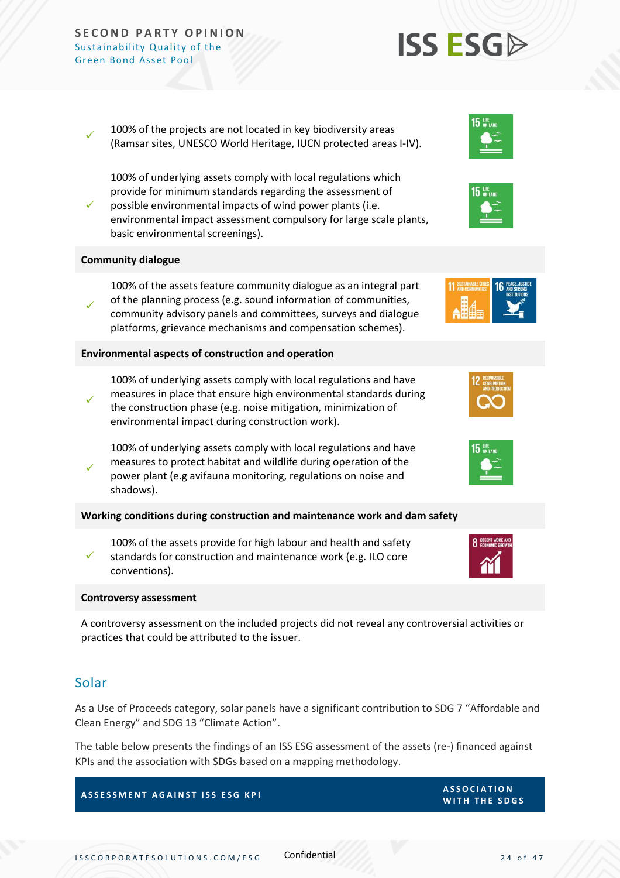| | |
|---|---|
| ✓ 100% of the projects are not located in key biodiversity areas (Ramsar sites, UNESCO World Heritage, IUCN protected areas I-IV). | 15 Life on Land |
| ✓ 100% of underlying assets comply with local regulations which provide for minimum standards regarding the assessment of possible environmental impacts of wind power plants (i.e. environmental impact assessment compulsory for large scale plants, basic environmental screenings). | 15 Life on Land |
| **Community dialogue** | |
| ✓ 100% of the assets feature community dialogue as an integral part of the planning process (e.g. sound information of communities, community advisory panels and committees, surveys and dialogue platforms, grievance mechanisms and compensation schemes). | 11 Sustainable Cities and Communities; 16 Peace, Justice and Strong Institutions |
| **Environmental aspects of construction and operation** | |
| ✓ 100% of underlying assets comply with local regulations and have measures in place that ensure high environmental standards during the construction phase (e.g. noise mitigation, minimization of environmental impact during construction work). | 12 Responsible Consumption and Production |
| ✓ 100% of underlying assets comply with local regulations and have measures to protect habitat and wildlife during operation of the power plant (e.g avifauna monitoring, regulations on noise and shadows). | 15 Life on Land |
| **Working conditions during construction and maintenance work and dam safety** | |
| ✓ 100% of the assets provide for high labour and health and safety standards for construction and maintenance work (e.g. ILO core conventions). | 8 Decent Work and Economic Growth |
| **Controversy assessment** | |
| A controversy assessment on the included projects did not reveal any controversial activities or practices that could be attributed to the issuer. | |

## Solar

As a Use of Proceeds category, solar panels have a significant contribution to SDG 7 "Affordable and Clean Energy" and SDG 13 "Climate Action".

The table below presents the findings of an ISS ESG assessment of the assets (re-) financed against KPIs and the association with SDGs based on a mapping methodology.

| ASSESSMENT AGAINST ISS ESG KPI | ASSOCIATION WITH THE SDGS |
|---|---|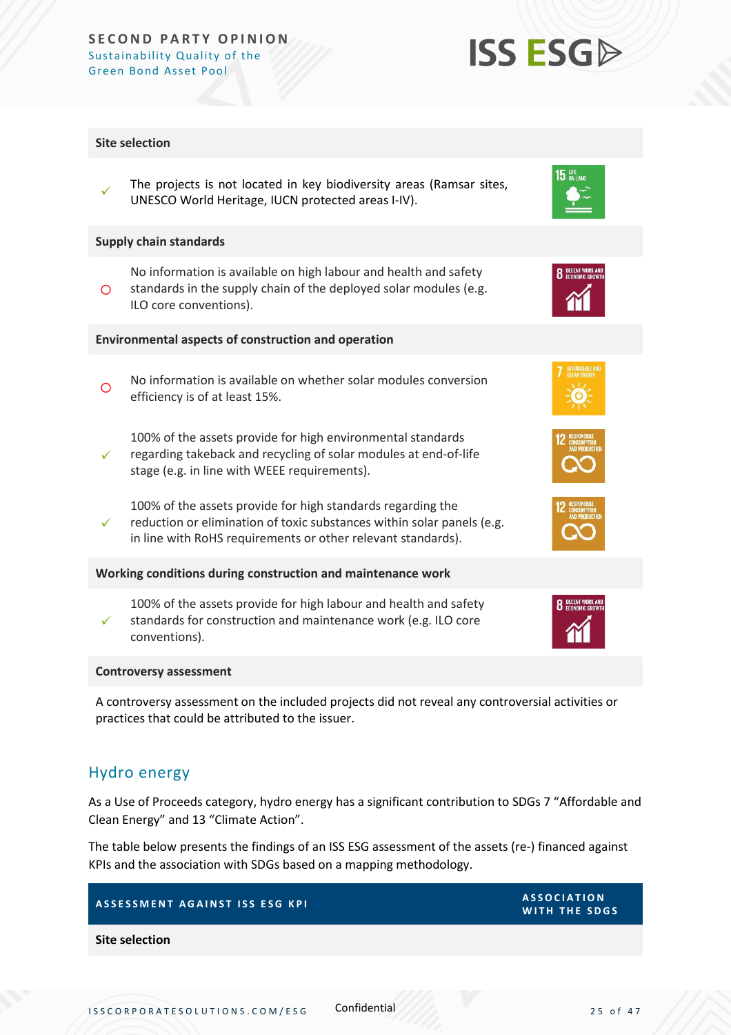| Site selection | |
|---|---|
| ✓ The projects is not located in key biodiversity areas (Ramsar sites, UNESCO World Heritage, IUCN protected areas I-IV). | 15 LIFE ON LAND |
| **Supply chain standards** | |
| ○ No information is available on high labour and health and safety standards in the supply chain of the deployed solar modules (e.g. ILO core conventions). | 8 DECENT WORK AND ECONOMIC GROWTH |
| **Environmental aspects of construction and operation** | |
| ○ No information is available on whether solar modules conversion efficiency is of at least 15%. | 7 AFFORDABLE AND CLEAN ENERGY |
| ✓ 100% of the assets provide for high environmental standards regarding takeback and recycling of solar modules at end-of-life stage (e.g. in line with WEEE requirements). | 12 RESPONSIBLE CONSUMPTION AND PRODUCTION |
| ✓ 100% of the assets provide for high standards regarding the reduction or elimination of toxic substances within solar panels (e.g. in line with RoHS requirements or other relevant standards). | 12 RESPONSIBLE CONSUMPTION AND PRODUCTION |
| **Working conditions during construction and maintenance work** | |
| ✓ 100% of the assets provide for high labour and health and safety standards for construction and maintenance work (e.g. ILO core conventions). | 8 DECENT WORK AND ECONOMIC GROWTH |
| **Controversy assessment** | |
| A controversy assessment on the included projects did not reveal any controversial activities or practices that could be attributed to the issuer. | |

## Hydro energy

As a Use of Proceeds category, hydro energy has a significant contribution to SDGs 7 "Affordable and Clean Energy" and 13 "Climate Action".

The table below presents the findings of an ISS ESG assessment of the assets (re-) financed against KPIs and the association with SDGs based on a mapping methodology.

| ASSESSMENT AGAINST ISS ESG KPI | ASSOCIATION WITH THE SDGS |
|---|---|
| **Site selection** | |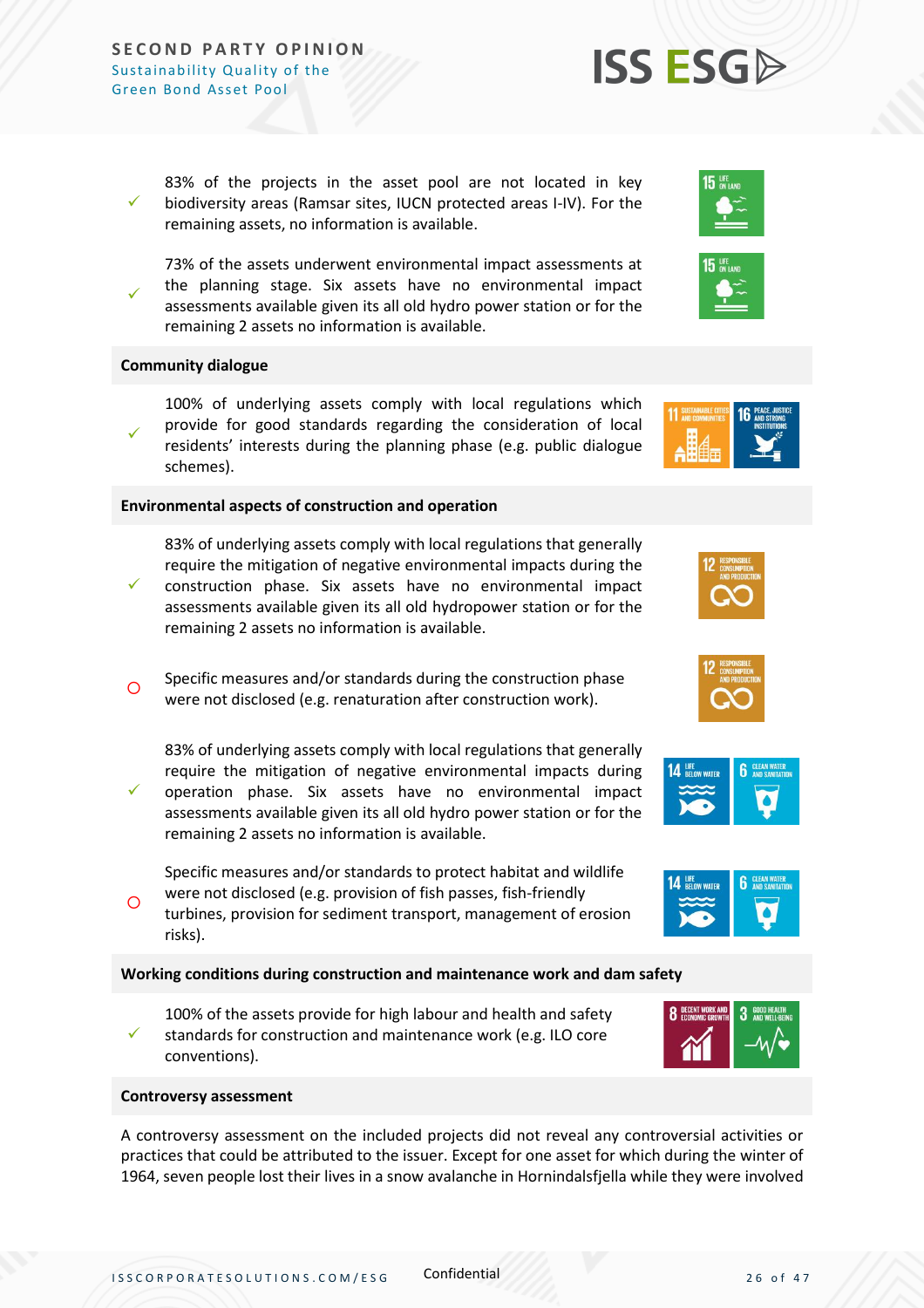| | | |
|---|---|---|
| ✓ | 83% of the projects in the asset pool are not located in key biodiversity areas (Ramsar sites, IUCN protected areas I-IV). For the remaining assets, no information is available. | 15 Life on Land |
| ✓ | 73% of the assets underwent environmental impact assessments at the planning stage. Six assets have no environmental impact assessments available given its all old hydro power station or for the remaining 2 assets no information is available. | 15 Life on Land |
| **Community dialogue** | | |
| ✓ | 100% of underlying assets comply with local regulations which provide for good standards regarding the consideration of local residents' interests during the planning phase (e.g. public dialogue schemes). | 11 Sustainable Cities and Communities; 16 Peace, Justice and Strong Institutions |
| **Environmental aspects of construction and operation** | | |
| ✓ | 83% of underlying assets comply with local regulations that generally require the mitigation of negative environmental impacts during the construction phase. Six assets have no environmental impact assessments available given its all old hydropower station or for the remaining 2 assets no information is available. | 12 Responsible Consumption and Production |
| ○ | Specific measures and/or standards during the construction phase were not disclosed (e.g. renaturation after construction work). | 12 Responsible Consumption and Production |
| ✓ | 83% of underlying assets comply with local regulations that generally require the mitigation of negative environmental impacts during operation phase. Six assets have no environmental impact assessments available given its all old hydro power station or for the remaining 2 assets no information is available. | 14 Life Below Water; 6 Clean Water and Sanitation |
| ○ | Specific measures and/or standards to protect habitat and wildlife were not disclosed (e.g. provision of fish passes, fish-friendly turbines, provision for sediment transport, management of erosion risks). | 14 Life Below Water; 6 Clean Water and Sanitation |
| **Working conditions during construction and maintenance work and dam safety** | | |
| ✓ | 100% of the assets provide for high labour and health and safety standards for construction and maintenance work (e.g. ILO core conventions). | 8 Decent Work and Economic Growth; 3 Good Health and Well-Being |

**Controversy assessment**

A controversy assessment on the included projects did not reveal any controversial activities or practices that could be attributed to the issuer. Except for one asset for which during the winter of 1964, seven people lost their lives in a snow avalanche in Hornindalsfjella while they were involved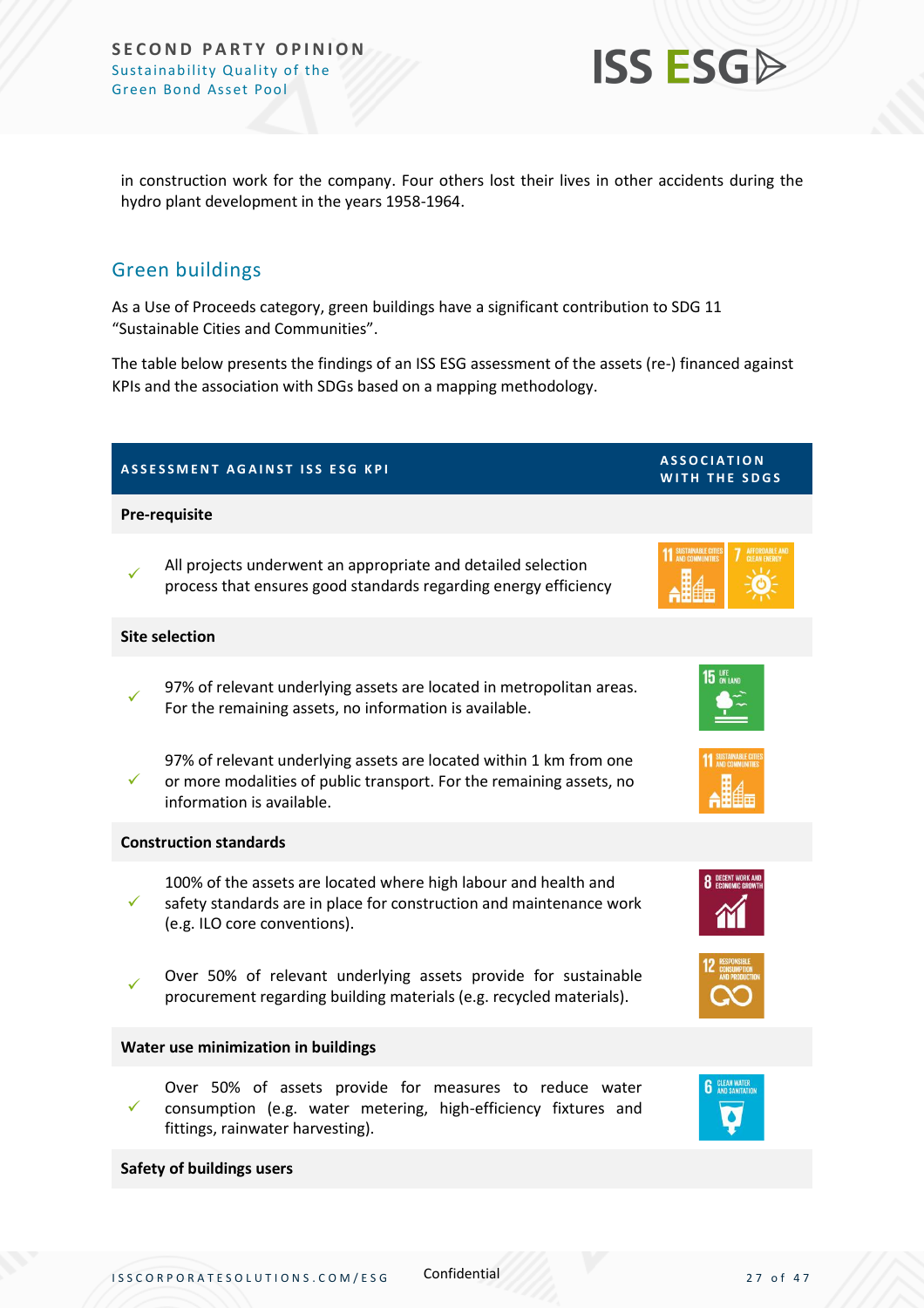in construction work for the company. Four others lost their lives in other accidents during the hydro plant development in the years 1958-1964.

## Green buildings

As a Use of Proceeds category, green buildings have a significant contribution to SDG 11 “Sustainable Cities and Communities”.

The table below presents the findings of an ISS ESG assessment of the assets (re-) financed against KPIs and the association with SDGs based on a mapping methodology.

| | ASSESSMENT AGAINST ISS ESG KPI | ASSOCIATION WITH THE SDGS |
|---|---|---|
| **Pre-requisite** | | |
| ✓ | All projects underwent an appropriate and detailed selection process that ensures good standards regarding energy efficiency | 11 Sustainable Cities and Communities; 7 Affordable and Clean Energy |
| **Site selection** | | |
| ✓ | 97% of relevant underlying assets are located in metropolitan areas. For the remaining assets, no information is available. | 15 Life on Land |
| ✓ | 97% of relevant underlying assets are located within 1 km from one or more modalities of public transport. For the remaining assets, no information is available. | 11 Sustainable Cities and Communities |
| **Construction standards** | | |
| ✓ | 100% of the assets are located where high labour and health and safety standards are in place for construction and maintenance work (e.g. ILO core conventions). | 8 Decent Work and Economic Growth |
| ✓ | Over 50% of relevant underlying assets provide for sustainable procurement regarding building materials (e.g. recycled materials). | 12 Responsible Consumption and Production |
| **Water use minimization in buildings** | | |
| ✓ | Over 50% of assets provide for measures to reduce water consumption (e.g. water metering, high-efficiency fixtures and fittings, rainwater harvesting). | 6 Clean Water and Sanitation |
| **Safety of buildings users** | | |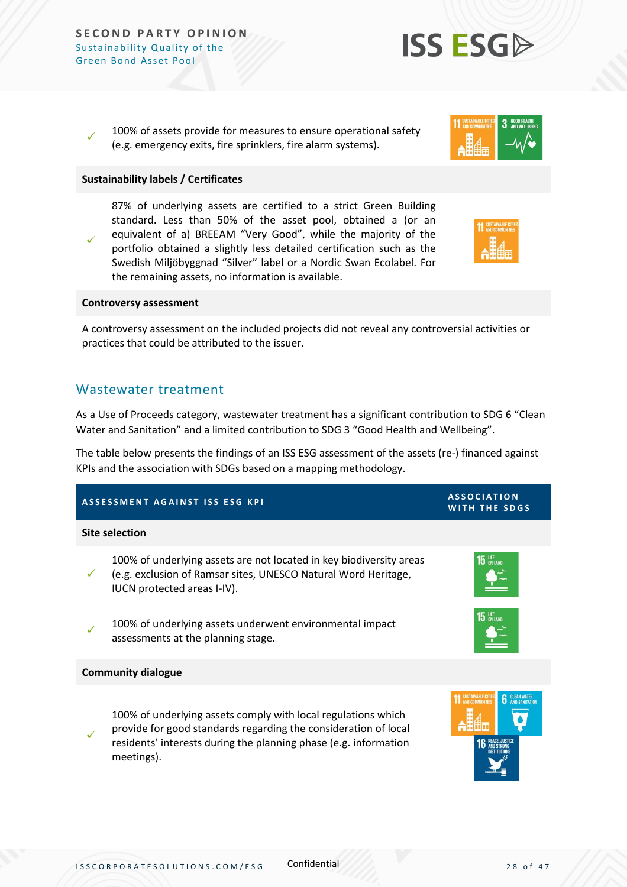| | |
|---|---|
| ✓ 100% of assets provide for measures to ensure operational safety (e.g. emergency exits, fire sprinklers, fire alarm systems). | SDG 11, SDG 3 |
| **Sustainability labels / Certificates** | |
| ✓ 87% of underlying assets are certified to a strict Green Building standard. Less than 50% of the asset pool, obtained a (or an equivalent of a) BREEAM "Very Good", while the majority of the portfolio obtained a slightly less detailed certification such as the Swedish Miljöbyggnad "Silver" label or a Nordic Swan Ecolabel. For the remaining assets, no information is available. | SDG 11 |
| **Controversy assessment** | |
| A controversy assessment on the included projects did not reveal any controversial activities or practices that could be attributed to the issuer. | |

## Wastewater treatment

As a Use of Proceeds category, wastewater treatment has a significant contribution to SDG 6 "Clean Water and Sanitation" and a limited contribution to SDG 3 "Good Health and Wellbeing".

The table below presents the findings of an ISS ESG assessment of the assets (re-) financed against KPIs and the association with SDGs based on a mapping methodology.

| ASSESSMENT AGAINST ISS ESG KPI | ASSOCIATION WITH THE SDGS |
|---|---|
| **Site selection** | |
| ✓ 100% of underlying assets are not located in key biodiversity areas (e.g. exclusion of Ramsar sites, UNESCO Natural Word Heritage, IUCN protected areas I-IV). | SDG 15 |
| ✓ 100% of underlying assets underwent environmental impact assessments at the planning stage. | SDG 15 |
| **Community dialogue** | |
| ✓ 100% of underlying assets comply with local regulations which provide for good standards regarding the consideration of local residents' interests during the planning phase (e.g. information meetings). | SDG 11, SDG 6, SDG 16 |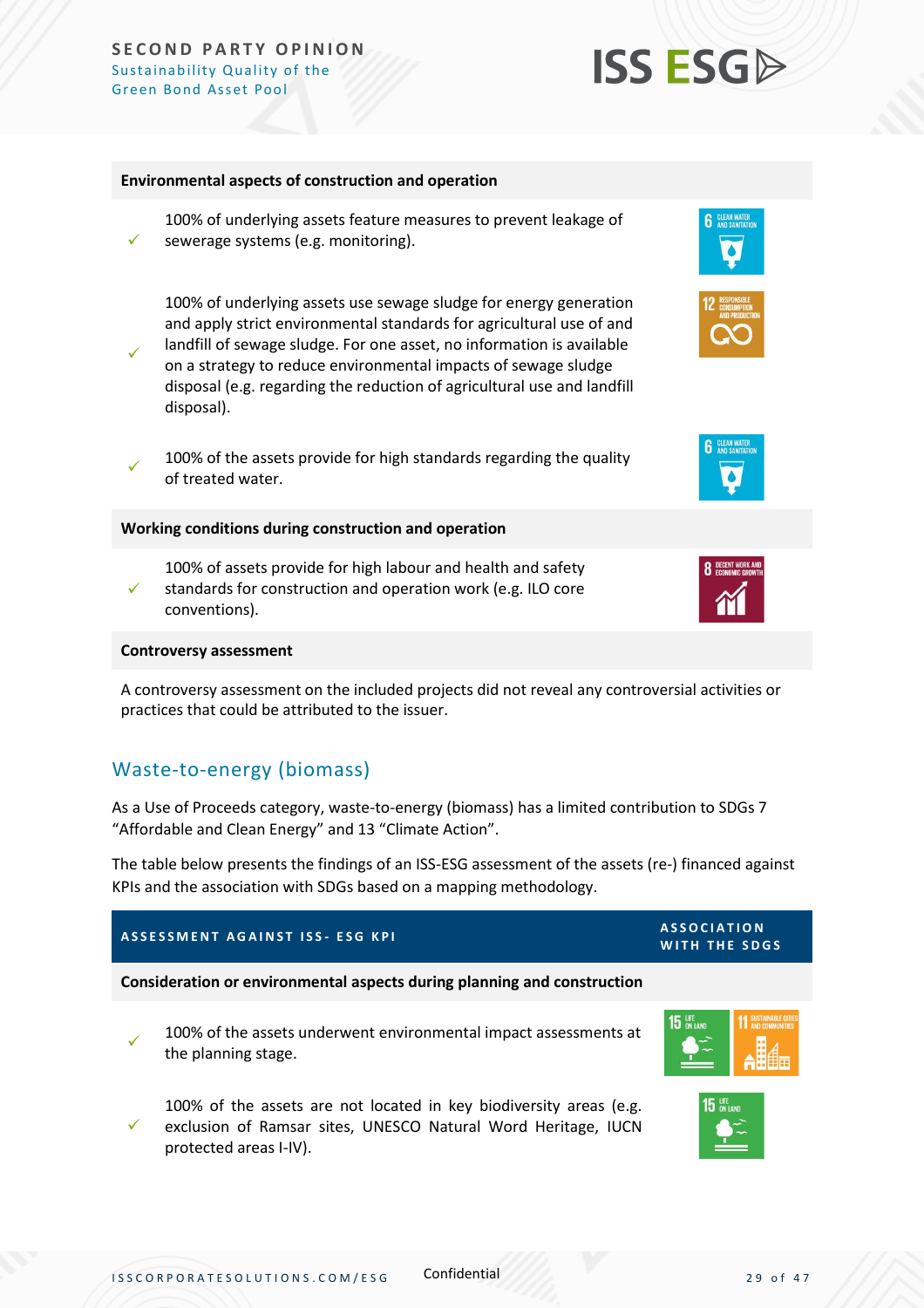| | | |
|---|---|---|
| **Environmental aspects of construction and operation** | | |
| ✓ | 100% of underlying assets feature measures to prevent leakage of sewerage systems (e.g. monitoring). | 6 CLEAN WATER AND SANITATION |
| ✓ | 100% of underlying assets use sewage sludge for energy generation and apply strict environmental standards for agricultural use of and landfill of sewage sludge. For one asset, no information is available on a strategy to reduce environmental impacts of sewage sludge disposal (e.g. regarding the reduction of agricultural use and landfill disposal). | 12 RESPONSIBLE CONSUMPTION AND PRODUCTION |
| ✓ | 100% of the assets provide for high standards regarding the quality of treated water. | 6 CLEAN WATER AND SANITATION |
| **Working conditions during construction and operation** | | |
| ✓ | 100% of assets provide for high labour and health and safety standards for construction and operation work (e.g. ILO core conventions). | 8 DECENT WORK AND ECONOMIC GROWTH |
| **Controversy assessment** | | |
| | A controversy assessment on the included projects did not reveal any controversial activities or practices that could be attributed to the issuer. | |

## Waste-to-energy (biomass)

As a Use of Proceeds category, waste-to-energy (biomass) has a limited contribution to SDGs 7 "Affordable and Clean Energy" and 13 "Climate Action".

The table below presents the findings of an ISS-ESG assessment of the assets (re-) financed against KPIs and the association with SDGs based on a mapping methodology.

| | ASSESSMENT AGAINST ISS- ESG KPI | ASSOCIATION WITH THE SDGS |
|---|---|---|
| **Consideration or environmental aspects during planning and construction** | | |
| ✓ | 100% of the assets underwent environmental impact assessments at the planning stage. | 15 LIFE ON LAND, 11 SUSTAINABLE CITIES AND COMMUNITIES |
| ✓ | 100% of the assets are not located in key biodiversity areas (e.g. exclusion of Ramsar sites, UNESCO Natural Word Heritage, IUCN protected areas I-IV). | 15 LIFE ON LAND |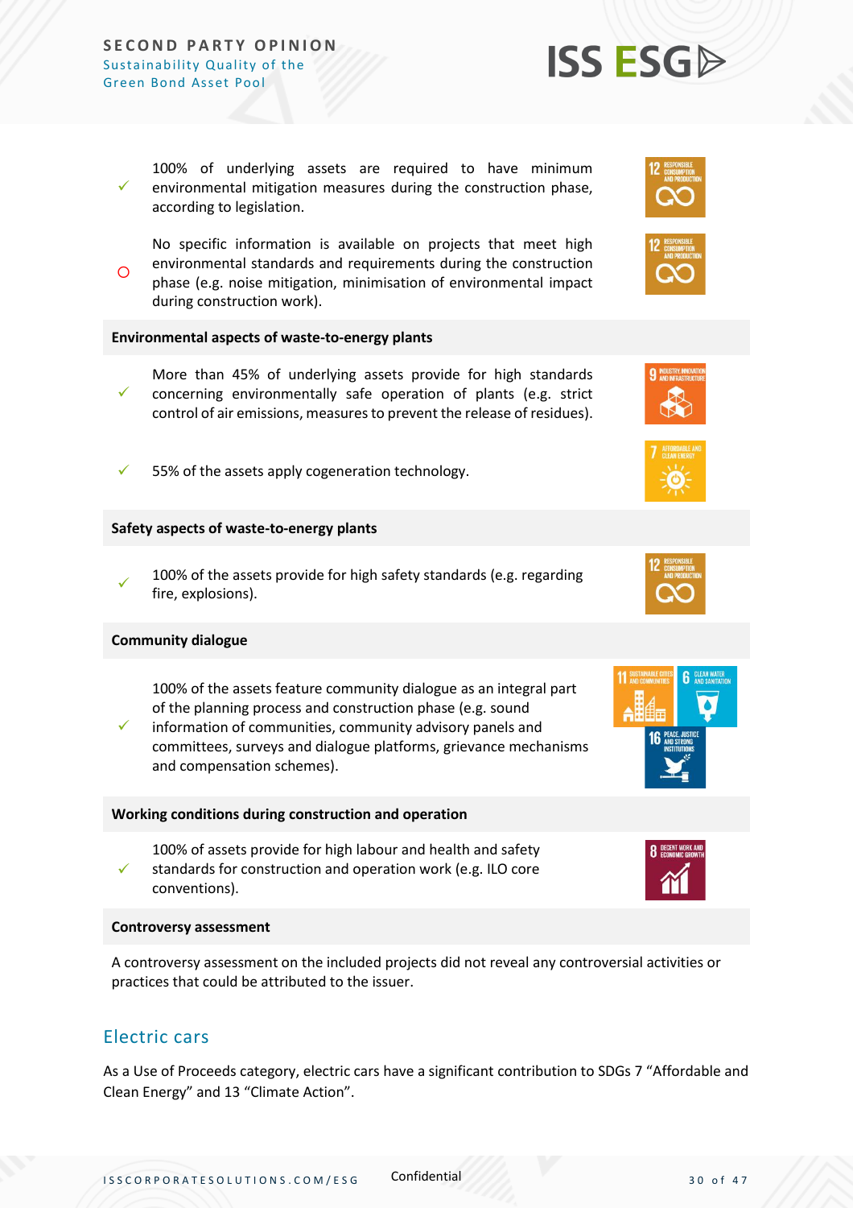✓ 100% of underlying assets are required to have minimum environmental mitigation measures during the construction phase, according to legislation.

○ No specific information is available on projects that meet high environmental standards and requirements during the construction phase (e.g. noise mitigation, minimisation of environmental impact during construction work).

**Environmental aspects of waste-to-energy plants**

✓ More than 45% of underlying assets provide for high standards concerning environmentally safe operation of plants (e.g. strict control of air emissions, measures to prevent the release of residues).

✓ 55% of the assets apply cogeneration technology.

**Safety aspects of waste-to-energy plants**

✓ 100% of the assets provide for high safety standards (e.g. regarding fire, explosions).

**Community dialogue**

✓ 100% of the assets feature community dialogue as an integral part of the planning process and construction phase (e.g. sound information of communities, community advisory panels and committees, surveys and dialogue platforms, grievance mechanisms and compensation schemes).

**Working conditions during construction and operation**

✓ 100% of assets provide for high labour and health and safety standards for construction and operation work (e.g. ILO core conventions).

**Controversy assessment**

A controversy assessment on the included projects did not reveal any controversial activities or practices that could be attributed to the issuer.

## Electric cars

As a Use of Proceeds category, electric cars have a significant contribution to SDGs 7 "Affordable and Clean Energy" and 13 "Climate Action".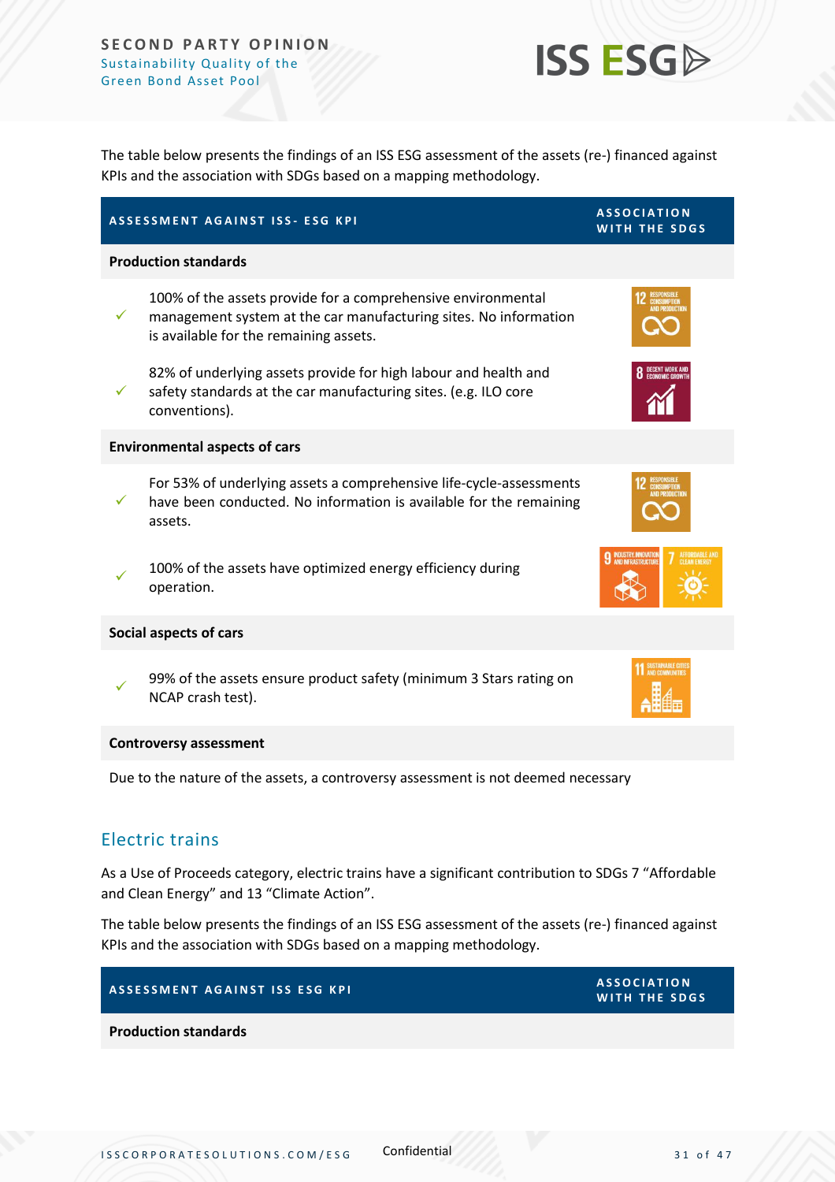The table below presents the findings of an ISS ESG assessment of the assets (re-) financed against KPIs and the association with SDGs based on a mapping methodology.

| ASSESSMENT AGAINST ISS- ESG KPI | | ASSOCIATION WITH THE SDGS |
|---|---|---|
| **Production standards** | | |
| ✓ | 100% of the assets provide for a comprehensive environmental management system at the car manufacturing sites. No information is available for the remaining assets. | 12 Responsible Consumption and Production |
| ✓ | 82% of underlying assets provide for high labour and health and safety standards at the car manufacturing sites. (e.g. ILO core conventions). | 8 Decent Work and Economic Growth |
| **Environmental aspects of cars** | | |
| ✓ | For 53% of underlying assets a comprehensive life-cycle-assessments have been conducted. No information is available for the remaining assets. | 12 Responsible Consumption and Production |
| ✓ | 100% of the assets have optimized energy efficiency during operation. | 9 Industry, Innovation and Infrastructure; 7 Affordable and Clean Energy |
| **Social aspects of cars** | | |
| ✓ | 99% of the assets ensure product safety (minimum 3 Stars rating on NCAP crash test). | 11 Sustainable Cities and Communities |
| **Controversy assessment** | | |
| Due to the nature of the assets, a controversy assessment is not deemed necessary | | |

## Electric trains

As a Use of Proceeds category, electric trains have a significant contribution to SDGs 7 "Affordable and Clean Energy" and 13 "Climate Action".

The table below presents the findings of an ISS ESG assessment of the assets (re-) financed against KPIs and the association with SDGs based on a mapping methodology.

| ASSESSMENT AGAINST ISS ESG KPI | ASSOCIATION WITH THE SDGS |
|---|---|
| **Production standards** | |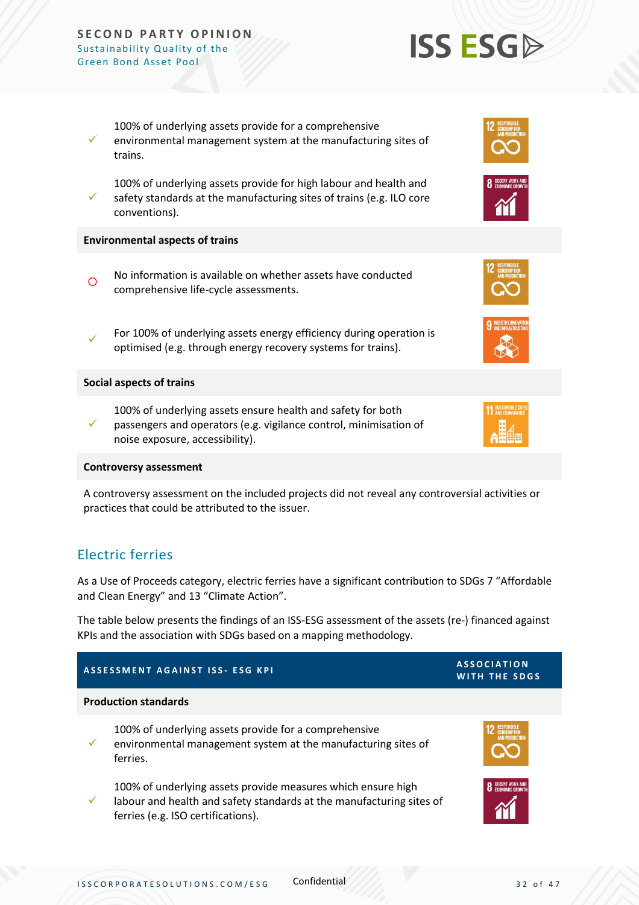| ASSESSMENT AGAINST ISS- ESG KPI | | ASSOCIATION WITH THE SDGS |
|---|---|---|
| ✓ | 100% of underlying assets provide for a comprehensive environmental management system at the manufacturing sites of trains. | 12 Responsible Consumption and Production |
| ✓ | 100% of underlying assets provide for high labour and health and safety standards at the manufacturing sites of trains (e.g. ILO core conventions). | 8 Decent Work and Economic Growth |
| **Environmental aspects of trains** | | |
| ○ | No information is available on whether assets have conducted comprehensive life-cycle assessments. | 12 Responsible Consumption and Production |
| ✓ | For 100% of underlying assets energy efficiency during operation is optimised (e.g. through energy recovery systems for trains). | 9 Industry, Innovation and Infrastructure |
| **Social aspects of trains** | | |
| ✓ | 100% of underlying assets ensure health and safety for both passengers and operators (e.g. vigilance control, minimisation of noise exposure, accessibility). | 11 Sustainable Cities and Communities |

**Controversy assessment**

A controversy assessment on the included projects did not reveal any controversial activities or practices that could be attributed to the issuer.

## Electric ferries

As a Use of Proceeds category, electric ferries have a significant contribution to SDGs 7 "Affordable and Clean Energy" and 13 "Climate Action".

The table below presents the findings of an ISS-ESG assessment of the assets (re-) financed against KPIs and the association with SDGs based on a mapping methodology.

| ASSESSMENT AGAINST ISS- ESG KPI | | ASSOCIATION WITH THE SDGS |
|---|---|---|
| **Production standards** | | |
| ✓ | 100% of underlying assets provide for a comprehensive environmental management system at the manufacturing sites of ferries. | 12 Responsible Consumption and Production |
| ✓ | 100% of underlying assets provide measures which ensure high labour and health and safety standards at the manufacturing sites of ferries (e.g. ISO certifications). | 8 Decent Work and Economic Growth |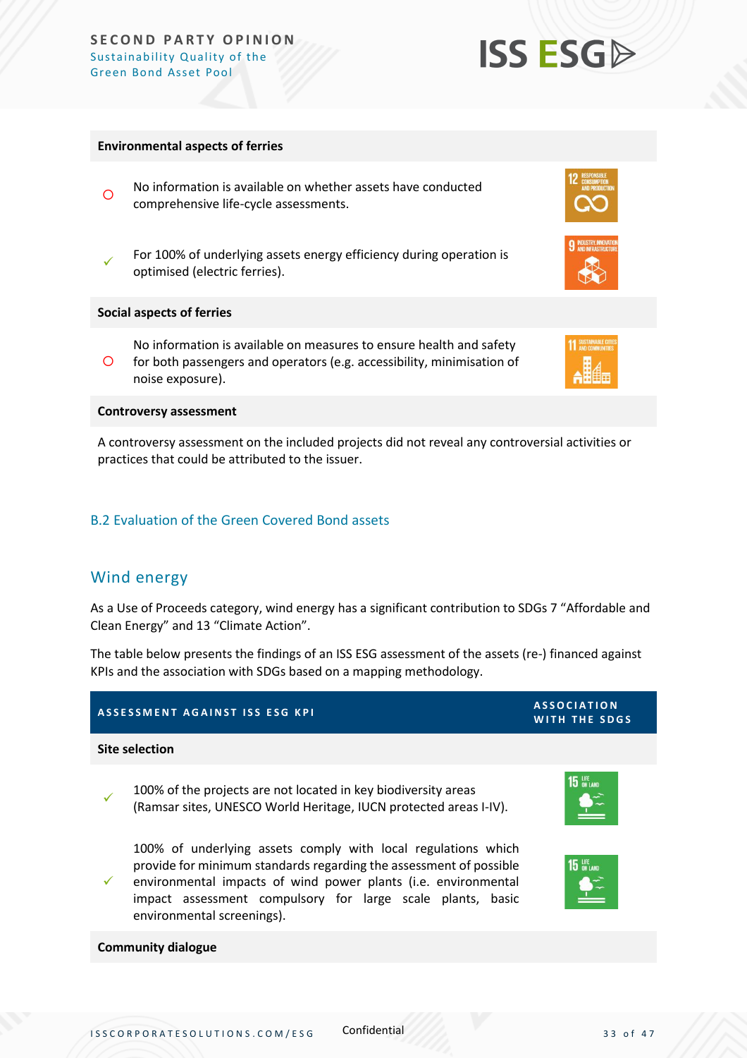| | Environmental aspects of ferries | |
|---|---|---|
| ○ | No information is available on whether assets have conducted comprehensive life-cycle assessments. | SDG 12 |
| ✓ | For 100% of underlying assets energy efficiency during operation is optimised (electric ferries). | SDG 9 |
| | **Social aspects of ferries** | |
| ○ | No information is available on measures to ensure health and safety for both passengers and operators (e.g. accessibility, minimisation of noise exposure). | SDG 11 |
| | **Controversy assessment** | |
| | A controversy assessment on the included projects did not reveal any controversial activities or practices that could be attributed to the issuer. | |

## B.2 Evaluation of the Green Covered Bond assets

## Wind energy

As a Use of Proceeds category, wind energy has a significant contribution to SDGs 7 "Affordable and Clean Energy" and 13 "Climate Action".

The table below presents the findings of an ISS ESG assessment of the assets (re-) financed against KPIs and the association with SDGs based on a mapping methodology.

| | ASSESSMENT AGAINST ISS ESG KPI | ASSOCIATION WITH THE SDGS |
|---|---|---|
| | **Site selection** | |
| ✓ | 100% of the projects are not located in key biodiversity areas (Ramsar sites, UNESCO World Heritage, IUCN protected areas I-IV). | SDG 15 |
| ✓ | 100% of underlying assets comply with local regulations which provide for minimum standards regarding the assessment of possible environmental impacts of wind power plants (i.e. environmental impact assessment compulsory for large scale plants, basic environmental screenings). | SDG 15 |
| | **Community dialogue** | |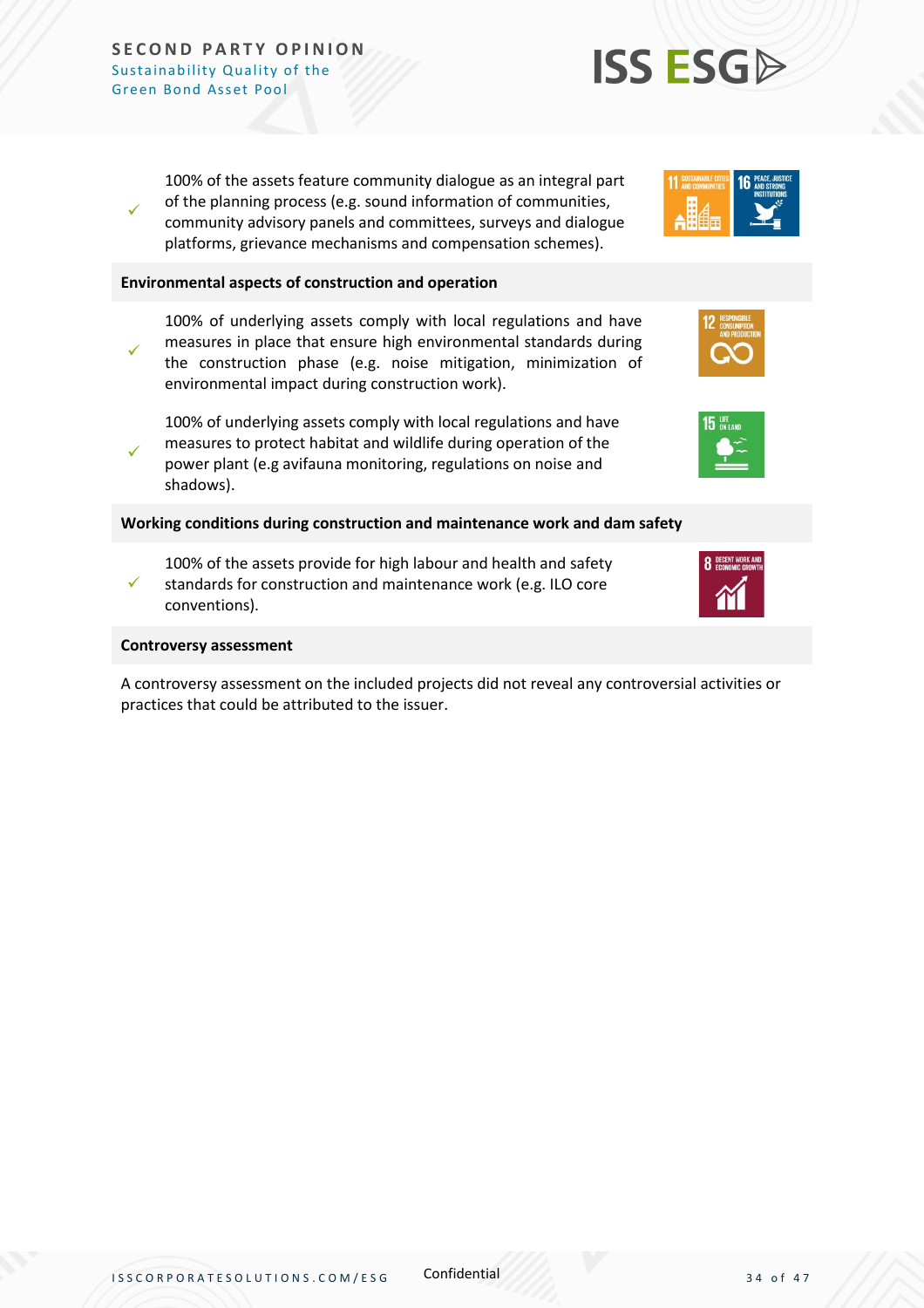✓ 100% of the assets feature community dialogue as an integral part of the planning process (e.g. sound information of communities, community advisory panels and committees, surveys and dialogue platforms, grievance mechanisms and compensation schemes).

**Environmental aspects of construction and operation**

✓ 100% of underlying assets comply with local regulations and have measures in place that ensure high environmental standards during the construction phase (e.g. noise mitigation, minimization of environmental impact during construction work).

✓ 100% of underlying assets comply with local regulations and have measures to protect habitat and wildlife during operation of the power plant (e.g avifauna monitoring, regulations on noise and shadows).

**Working conditions during construction and maintenance work and dam safety**

✓ 100% of the assets provide for high labour and health and safety standards for construction and maintenance work (e.g. ILO core conventions).

**Controversy assessment**

A controversy assessment on the included projects did not reveal any controversial activities or practices that could be attributed to the issuer.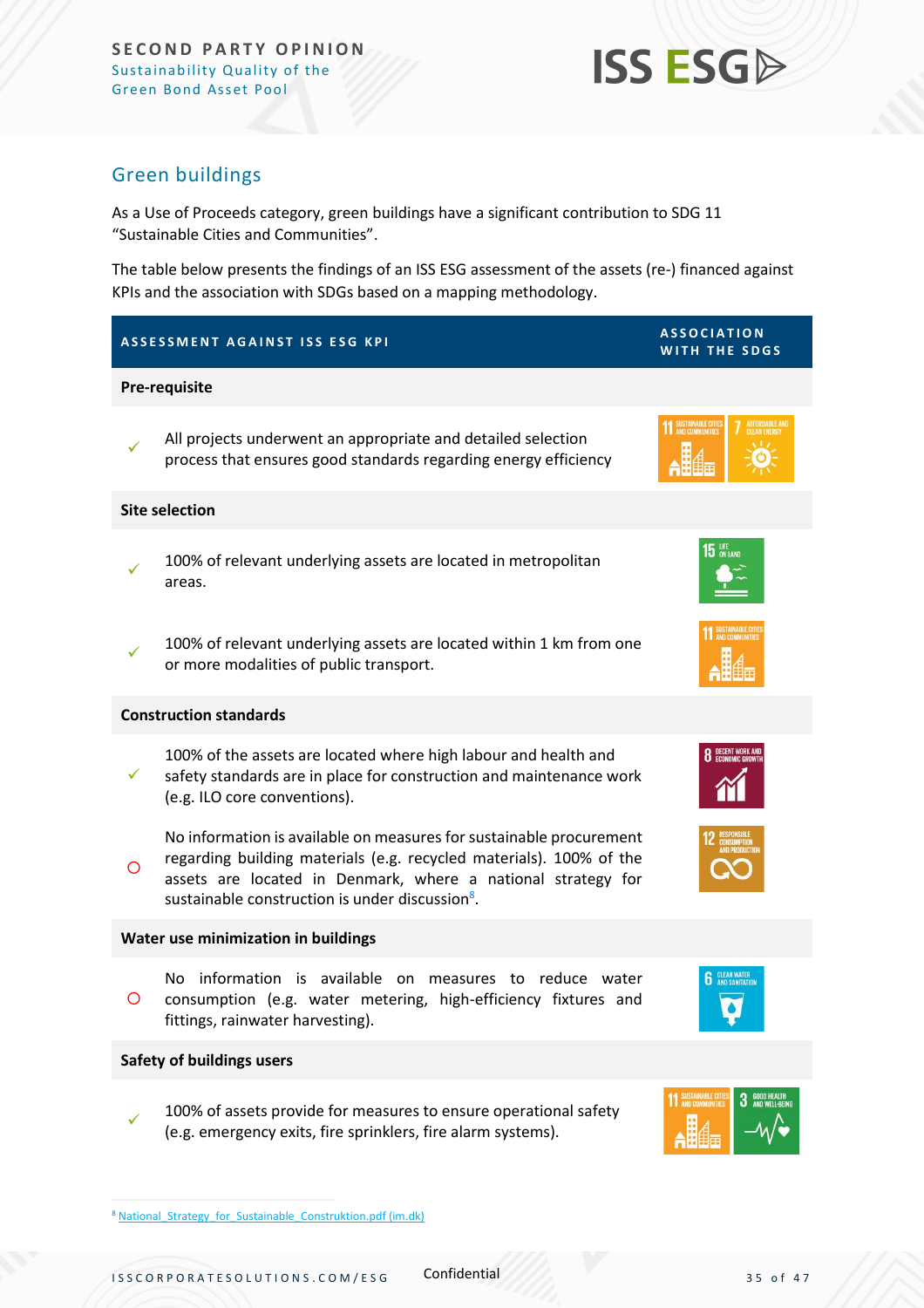## Green buildings

As a Use of Proceeds category, green buildings have a significant contribution to SDG 11 "Sustainable Cities and Communities".

The table below presents the findings of an ISS ESG assessment of the assets (re-) financed against KPIs and the association with SDGs based on a mapping methodology.

| | ASSESSMENT AGAINST ISS ESG KPI | ASSOCIATION WITH THE SDGS |
|---|---|---|
| | **Pre-requisite** | |
| ✓ | All projects underwent an appropriate and detailed selection process that ensures good standards regarding energy efficiency | 11 Sustainable Cities and Communities; 7 Affordable and Clean Energy |
| | **Site selection** | |
| ✓ | 100% of relevant underlying assets are located in metropolitan areas. | 15 Life on Land |
| ✓ | 100% of relevant underlying assets are located within 1 km from one or more modalities of public transport. | 11 Sustainable Cities and Communities |
| | **Construction standards** | |
| ✓ | 100% of the assets are located where high labour and health and safety standards are in place for construction and maintenance work (e.g. ILO core conventions). | 8 Decent Work and Economic Growth |
| ○ | No information is available on measures for sustainable procurement regarding building materials (e.g. recycled materials). 100% of the assets are located in Denmark, where a national strategy for sustainable construction is under discussion[8]. | 12 Responsible Consumption and Production |
| | **Water use minimization in buildings** | |
| ○ | No information is available on measures to reduce water consumption (e.g. water metering, high-efficiency fixtures and fittings, rainwater harvesting). | 6 Clean Water and Sanitation |
| | **Safety of buildings users** | |
| ✓ | 100% of assets provide for measures to ensure operational safety (e.g. emergency exits, fire sprinklers, fire alarm systems). | 11 Sustainable Cities and Communities; 3 Good Health and Well-Being |

[8] National_Strategy_for_Sustainable_Construktion.pdf (im.dk)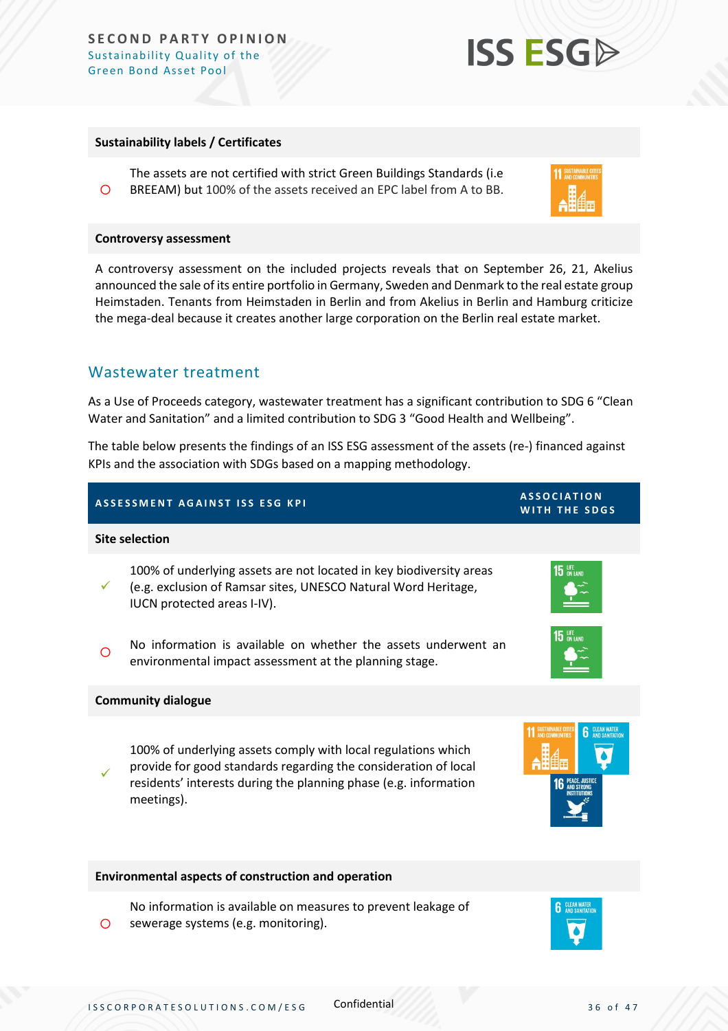**Sustainability labels / Certificates**

| | | |
|---|---|---|
| ○ | The assets are not certified with strict Green Buildings Standards (i.e BREEAM) but 100% of the assets received an EPC label from A to BB. | 11 Sustainable Cities and Communities |

**Controversy assessment**

A controversy assessment on the included projects reveals that on September 26, 21, Akelius announced the sale of its entire portfolio in Germany, Sweden and Denmark to the real estate group Heimstaden. Tenants from Heimstaden in Berlin and from Akelius in Berlin and Hamburg criticize the mega-deal because it creates another large corporation on the Berlin real estate market.

## Wastewater treatment

As a Use of Proceeds category, wastewater treatment has a significant contribution to SDG 6 "Clean Water and Sanitation" and a limited contribution to SDG 3 "Good Health and Wellbeing".

The table below presents the findings of an ISS ESG assessment of the assets (re-) financed against KPIs and the association with SDGs based on a mapping methodology.

| | ASSESSMENT AGAINST ISS ESG KPI | ASSOCIATION WITH THE SDGS |
|---|---|---|
| | **Site selection** | |
| ✓ | 100% of underlying assets are not located in key biodiversity areas (e.g. exclusion of Ramsar sites, UNESCO Natural Word Heritage, IUCN protected areas I-IV). | 15 Life on Land |
| ○ | No information is available on whether the assets underwent an environmental impact assessment at the planning stage. | 15 Life on Land |
| | **Community dialogue** | |
| ✓ | 100% of underlying assets comply with local regulations which provide for good standards regarding the consideration of local residents' interests during the planning phase (e.g. information meetings). | 11 Sustainable Cities and Communities; 6 Clean Water and Sanitation; 16 Peace, Justice and Strong Institutions |
| | **Environmental aspects of construction and operation** | |
| ○ | No information is available on measures to prevent leakage of sewerage systems (e.g. monitoring). | 6 Clean Water and Sanitation |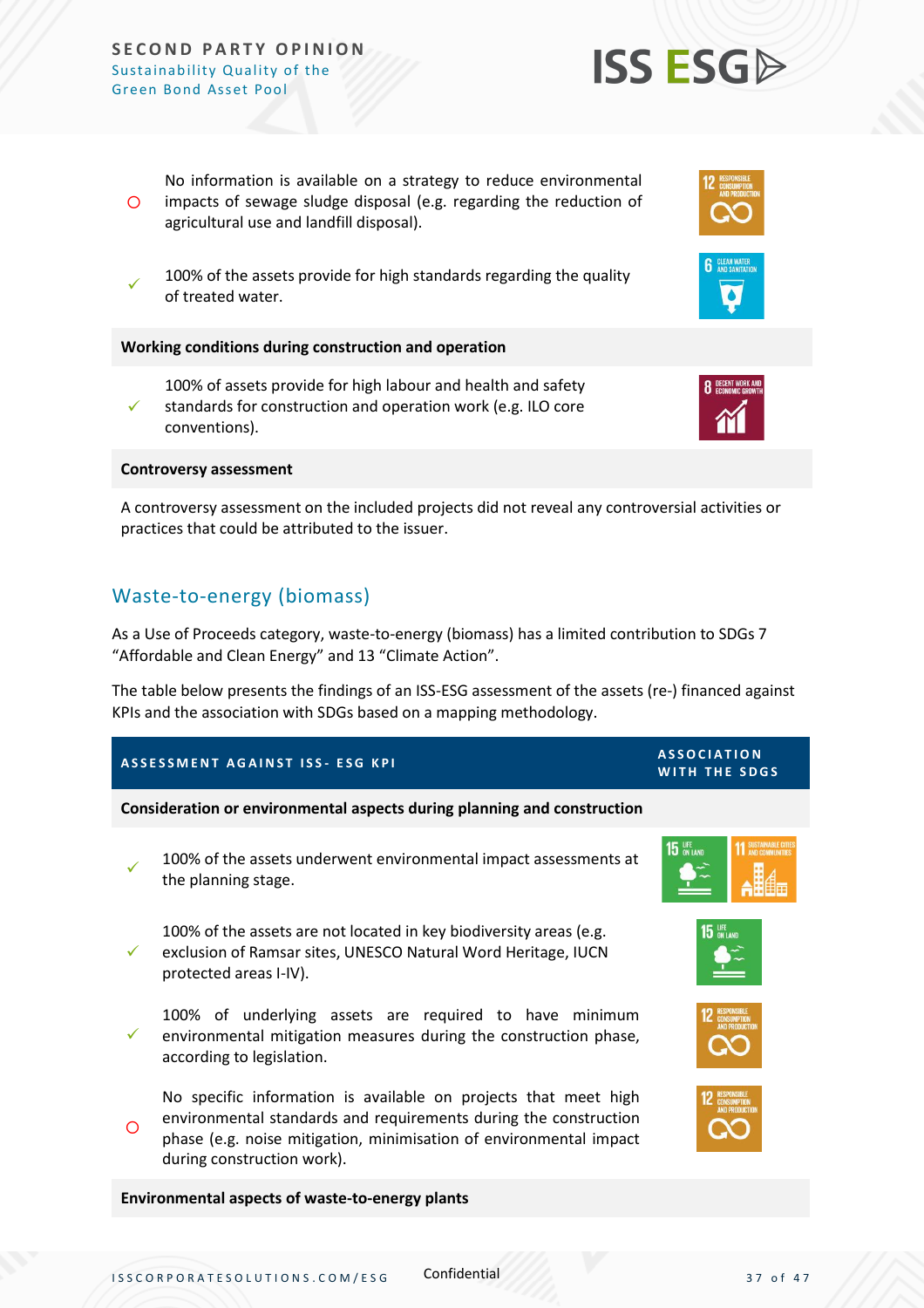| | | |
|---|---|---|
| ○ | No information is available on a strategy to reduce environmental impacts of sewage sludge disposal (e.g. regarding the reduction of agricultural use and landfill disposal). | 12 Responsible Consumption and Production |
| ✓ | 100% of the assets provide for high standards regarding the quality of treated water. | 6 Clean Water and Sanitation |
| **Working conditions during construction and operation** | | |
| ✓ | 100% of assets provide for high labour and health and safety standards for construction and operation work (e.g. ILO core conventions). | 8 Decent Work and Economic Growth |
| **Controversy assessment** | | |
| | A controversy assessment on the included projects did not reveal any controversial activities or practices that could be attributed to the issuer. | |

## Waste-to-energy (biomass)

As a Use of Proceeds category, waste-to-energy (biomass) has a limited contribution to SDGs 7 "Affordable and Clean Energy" and 13 "Climate Action".

The table below presents the findings of an ISS-ESG assessment of the assets (re-) financed against KPIs and the association with SDGs based on a mapping methodology.

| | ASSESSMENT AGAINST ISS- ESG KPI | ASSOCIATION WITH THE SDGS |
|---|---|---|
| **Consideration or environmental aspects during planning and construction** | | |
| ✓ | 100% of the assets underwent environmental impact assessments at the planning stage. | 15 Life on Land; 11 Sustainable Cities and Communities |
| ✓ | 100% of the assets are not located in key biodiversity areas (e.g. exclusion of Ramsar sites, UNESCO Natural Word Heritage, IUCN protected areas I-IV). | 15 Life on Land |
| ✓ | 100% of underlying assets are required to have minimum environmental mitigation measures during the construction phase, according to legislation. | 12 Responsible Consumption and Production |
| ○ | No specific information is available on projects that meet high environmental standards and requirements during the construction phase (e.g. noise mitigation, minimisation of environmental impact during construction work). | 12 Responsible Consumption and Production |
| **Environmental aspects of waste-to-energy plants** | | |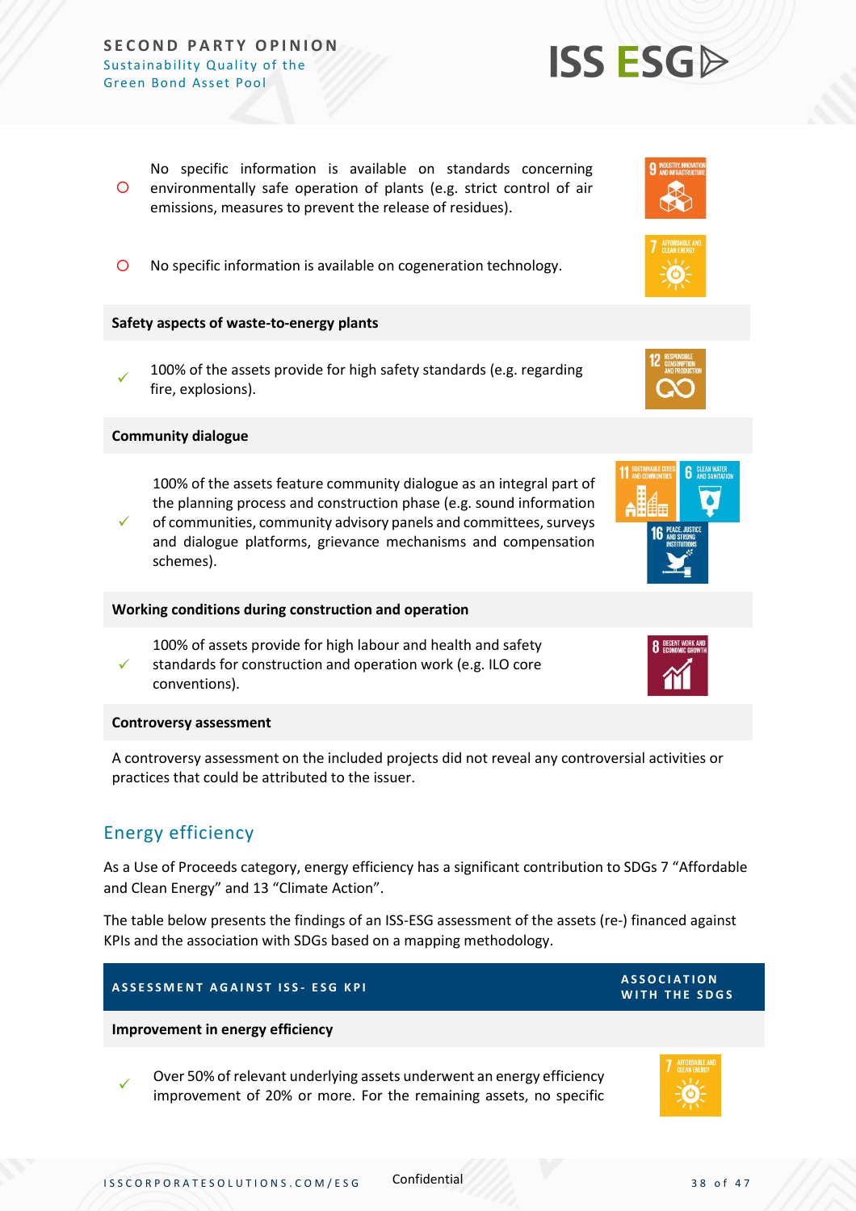| | |
|---|---|
| ○ No specific information is available on standards concerning environmentally safe operation of plants (e.g. strict control of air emissions, measures to prevent the release of residues). | SDG 9 |
| ○ No specific information is available on cogeneration technology. | SDG 7 |
| **Safety aspects of waste-to-energy plants** | |
| ✓ 100% of the assets provide for high safety standards (e.g. regarding fire, explosions). | SDG 12 |
| **Community dialogue** | |
| ✓ 100% of the assets feature community dialogue as an integral part of the planning process and construction phase (e.g. sound information of communities, community advisory panels and committees, surveys and dialogue platforms, grievance mechanisms and compensation schemes). | SDG 11, SDG 6, SDG 16 |
| **Working conditions during construction and operation** | |
| ✓ 100% of assets provide for high labour and health and safety standards for construction and operation work (e.g. ILO core conventions). | SDG 8 |
| **Controversy assessment** | |
| A controversy assessment on the included projects did not reveal any controversial activities or practices that could be attributed to the issuer. | |

## Energy efficiency

As a Use of Proceeds category, energy efficiency has a significant contribution to SDGs 7 "Affordable and Clean Energy" and 13 "Climate Action".

The table below presents the findings of an ISS-ESG assessment of the assets (re-) financed against KPIs and the association with SDGs based on a mapping methodology.

| ASSESSMENT AGAINST ISS- ESG KPI | ASSOCIATION WITH THE SDGS |
|---|---|
| **Improvement in energy efficiency** | |
| ✓ Over 50% of relevant underlying assets underwent an energy efficiency improvement of 20% or more. For the remaining assets, no specific | SDG 7 |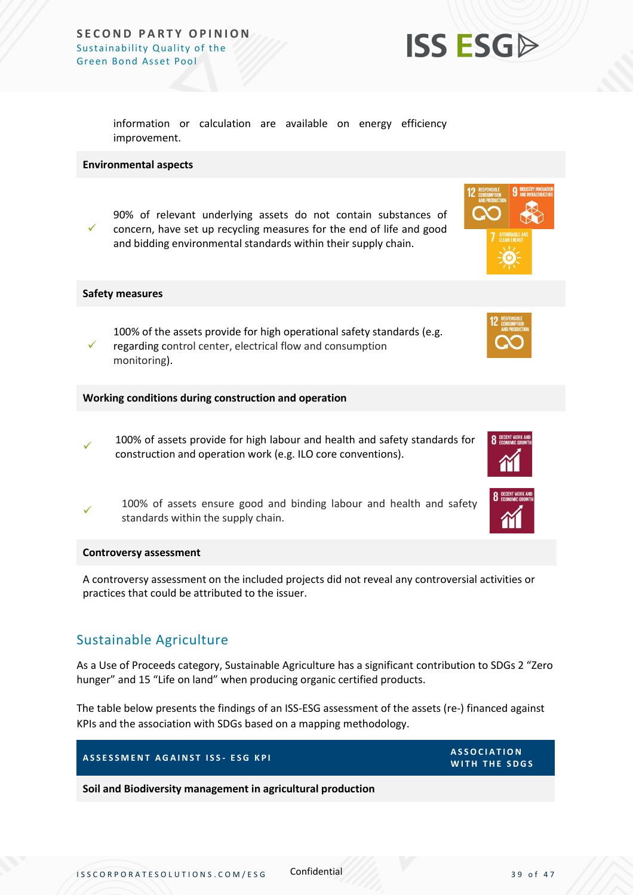information or calculation are available on energy efficiency improvement.

**Environmental aspects**

✓ 90% of relevant underlying assets do not contain substances of concern, have set up recycling measures for the end of life and good and bidding environmental standards within their supply chain.

**Safety measures**

✓ 100% of the assets provide for high operational safety standards (e.g. regarding control center, electrical flow and consumption monitoring).

**Working conditions during construction and operation**

✓ 100% of assets provide for high labour and health and safety standards for construction and operation work (e.g. ILO core conventions).

✓ 100% of assets ensure good and binding labour and health and safety standards within the supply chain.

**Controversy assessment**

A controversy assessment on the included projects did not reveal any controversial activities or practices that could be attributed to the issuer.

## Sustainable Agriculture

As a Use of Proceeds category, Sustainable Agriculture has a significant contribution to SDGs 2 "Zero hunger" and 15 "Life on land" when producing organic certified products.

The table below presents the findings of an ISS-ESG assessment of the assets (re-) financed against KPIs and the association with SDGs based on a mapping methodology.

| ASSESSMENT AGAINST ISS- ESG KPI | ASSOCIATION WITH THE SDGS |
|---|---|
| **Soil and Biodiversity management in agricultural production** | |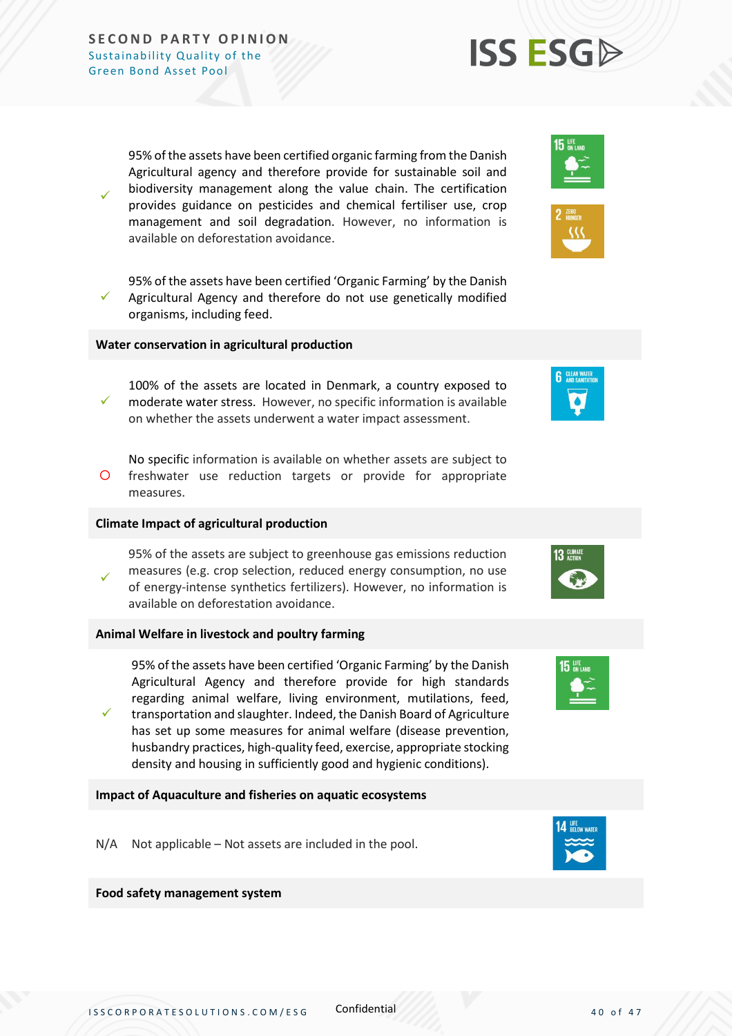| | | |
|---|---|---|
| ✓ | 95% of the assets have been certified organic farming from the Danish Agricultural agency and therefore provide for sustainable soil and biodiversity management along the value chain. The certification provides guidance on pesticides and chemical fertiliser use, crop management and soil degradation. However, no information is available on deforestation avoidance. | 15 LIFE ON LAND; 2 ZERO HUNGER |
| ✓ | 95% of the assets have been certified 'Organic Farming' by the Danish Agricultural Agency and therefore do not use genetically modified organisms, including feed. | |

**Water conservation in agricultural production**

| | | |
|---|---|---|
| ✓ | 100% of the assets are located in Denmark, a country exposed to moderate water stress. However, no specific information is available on whether the assets underwent a water impact assessment. | 6 CLEAN WATER AND SANITATION |
| O | No specific information is available on whether assets are subject to freshwater use reduction targets or provide for appropriate measures. | |

**Climate Impact of agricultural production**

| | | |
|---|---|---|
| ✓ | 95% of the assets are subject to greenhouse gas emissions reduction measures (e.g. crop selection, reduced energy consumption, no use of energy-intense synthetics fertilizers). However, no information is available on deforestation avoidance. | 13 CLIMATE ACTION |

**Animal Welfare in livestock and poultry farming**

| | | |
|---|---|---|
| ✓ | 95% of the assets have been certified 'Organic Farming' by the Danish Agricultural Agency and therefore provide for high standards regarding animal welfare, living environment, mutilations, feed, transportation and slaughter. Indeed, the Danish Board of Agriculture has set up some measures for animal welfare (disease prevention, husbandry practices, high-quality feed, exercise, appropriate stocking density and housing in sufficiently good and hygienic conditions). | 15 LIFE ON LAND |

**Impact of Aquaculture and fisheries on aquatic ecosystems**

| | | |
|---|---|---|
| N/A | Not applicable – Not assets are included in the pool. | 14 LIFE BELOW WATER |

**Food safety management system**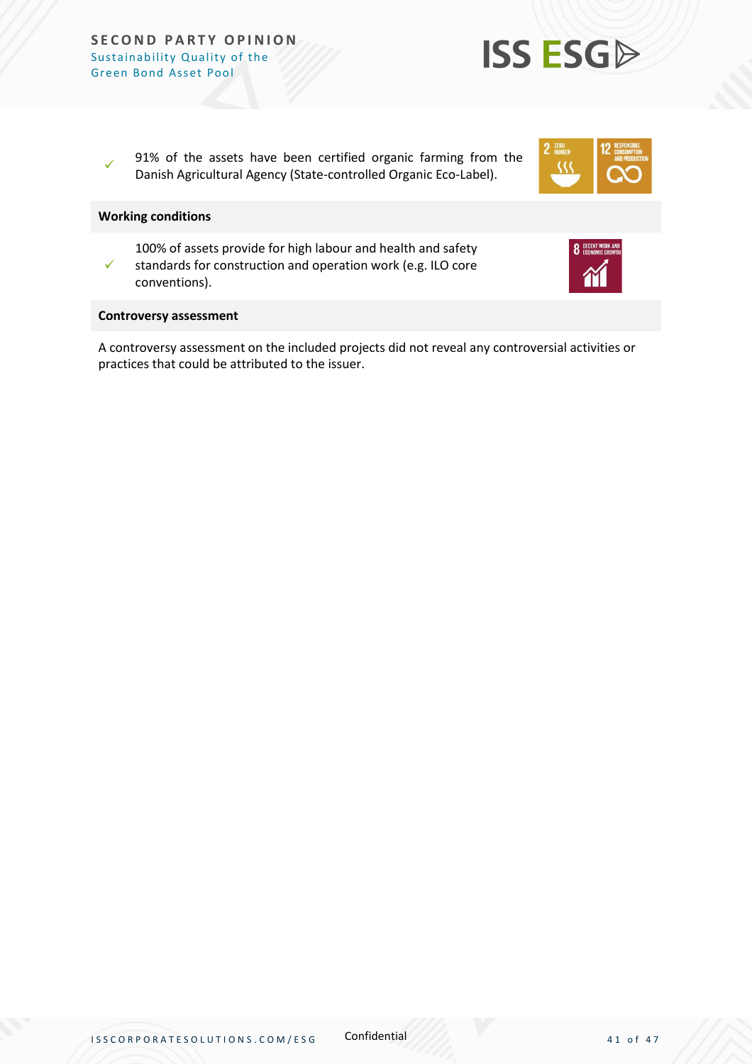✓ 91% of the assets have been certified organic farming from the Danish Agricultural Agency (State-controlled Organic Eco-Label).

**Working conditions**

✓ 100% of assets provide for high labour and health and safety standards for construction and operation work (e.g. ILO core conventions).

**Controversy assessment**

A controversy assessment on the included projects did not reveal any controversial activities or practices that could be attributed to the issuer.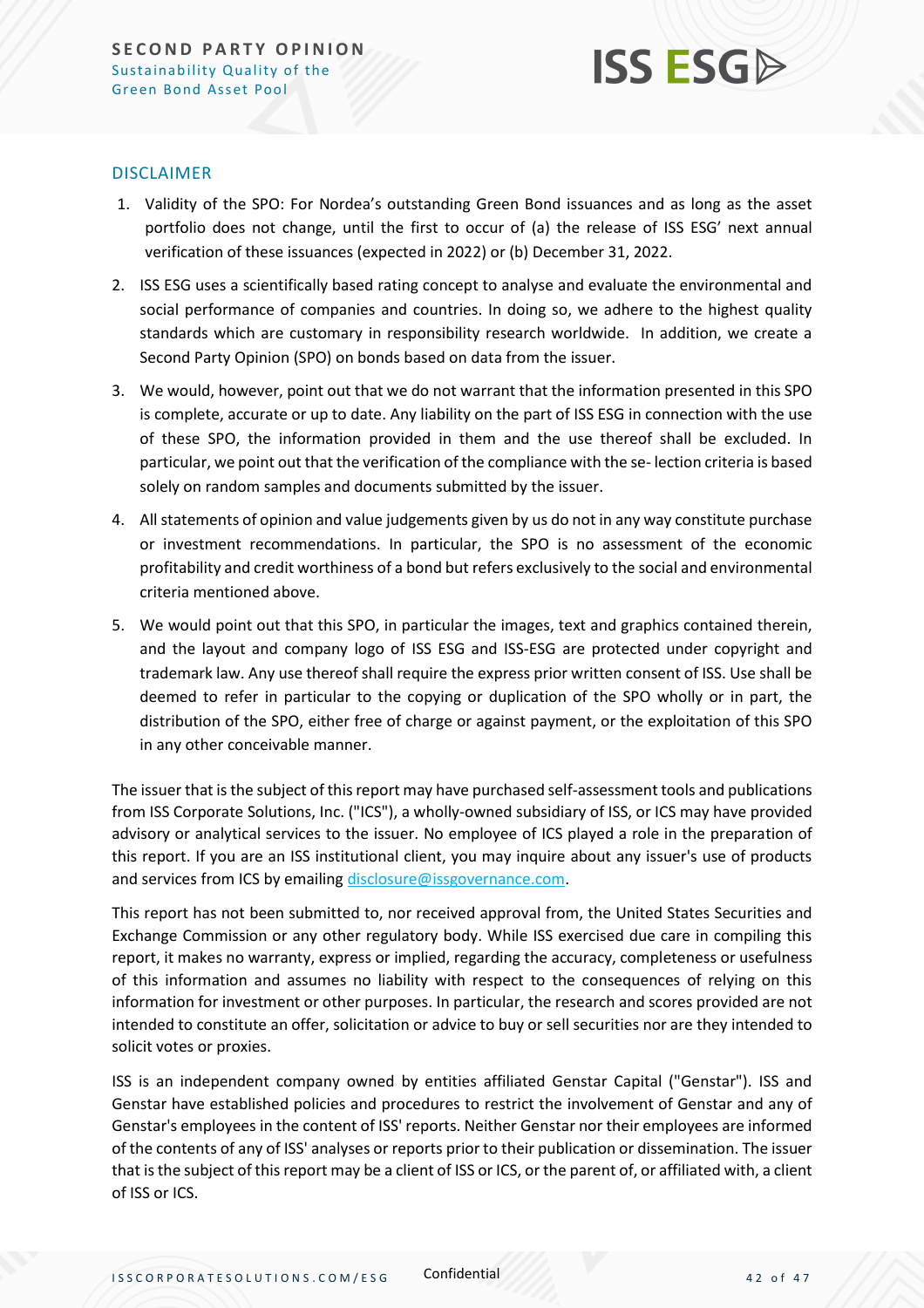## DISCLAIMER

1. Validity of the SPO: For Nordea's outstanding Green Bond issuances and as long as the asset portfolio does not change, until the first to occur of (a) the release of ISS ESG' next annual verification of these issuances (expected in 2022) or (b) December 31, 2022.
2. ISS ESG uses a scientifically based rating concept to analyse and evaluate the environmental and social performance of companies and countries. In doing so, we adhere to the highest quality standards which are customary in responsibility research worldwide. In addition, we create a Second Party Opinion (SPO) on bonds based on data from the issuer.
3. We would, however, point out that we do not warrant that the information presented in this SPO is complete, accurate or up to date. Any liability on the part of ISS ESG in connection with the use of these SPO, the information provided in them and the use thereof shall be excluded. In particular, we point out that the verification of the compliance with the se- lection criteria is based solely on random samples and documents submitted by the issuer.
4. All statements of opinion and value judgements given by us do not in any way constitute purchase or investment recommendations. In particular, the SPO is no assessment of the economic profitability and credit worthiness of a bond but refers exclusively to the social and environmental criteria mentioned above.
5. We would point out that this SPO, in particular the images, text and graphics contained therein, and the layout and company logo of ISS ESG and ISS-ESG are protected under copyright and trademark law. Any use thereof shall require the express prior written consent of ISS. Use shall be deemed to refer in particular to the copying or duplication of the SPO wholly or in part, the distribution of the SPO, either free of charge or against payment, or the exploitation of this SPO in any other conceivable manner.

The issuer that is the subject of this report may have purchased self-assessment tools and publications from ISS Corporate Solutions, Inc. ("ICS"), a wholly-owned subsidiary of ISS, or ICS may have provided advisory or analytical services to the issuer. No employee of ICS played a role in the preparation of this report. If you are an ISS institutional client, you may inquire about any issuer's use of products and services from ICS by emailing disclosure@issgovernance.com.

This report has not been submitted to, nor received approval from, the United States Securities and Exchange Commission or any other regulatory body. While ISS exercised due care in compiling this report, it makes no warranty, express or implied, regarding the accuracy, completeness or usefulness of this information and assumes no liability with respect to the consequences of relying on this information for investment or other purposes. In particular, the research and scores provided are not intended to constitute an offer, solicitation or advice to buy or sell securities nor are they intended to solicit votes or proxies.

ISS is an independent company owned by entities affiliated Genstar Capital ("Genstar"). ISS and Genstar have established policies and procedures to restrict the involvement of Genstar and any of Genstar's employees in the content of ISS' reports. Neither Genstar nor their employees are informed of the contents of any of ISS' analyses or reports prior to their publication or dissemination. The issuer that is the subject of this report may be a client of ISS or ICS, or the parent of, or affiliated with, a client of ISS or ICS.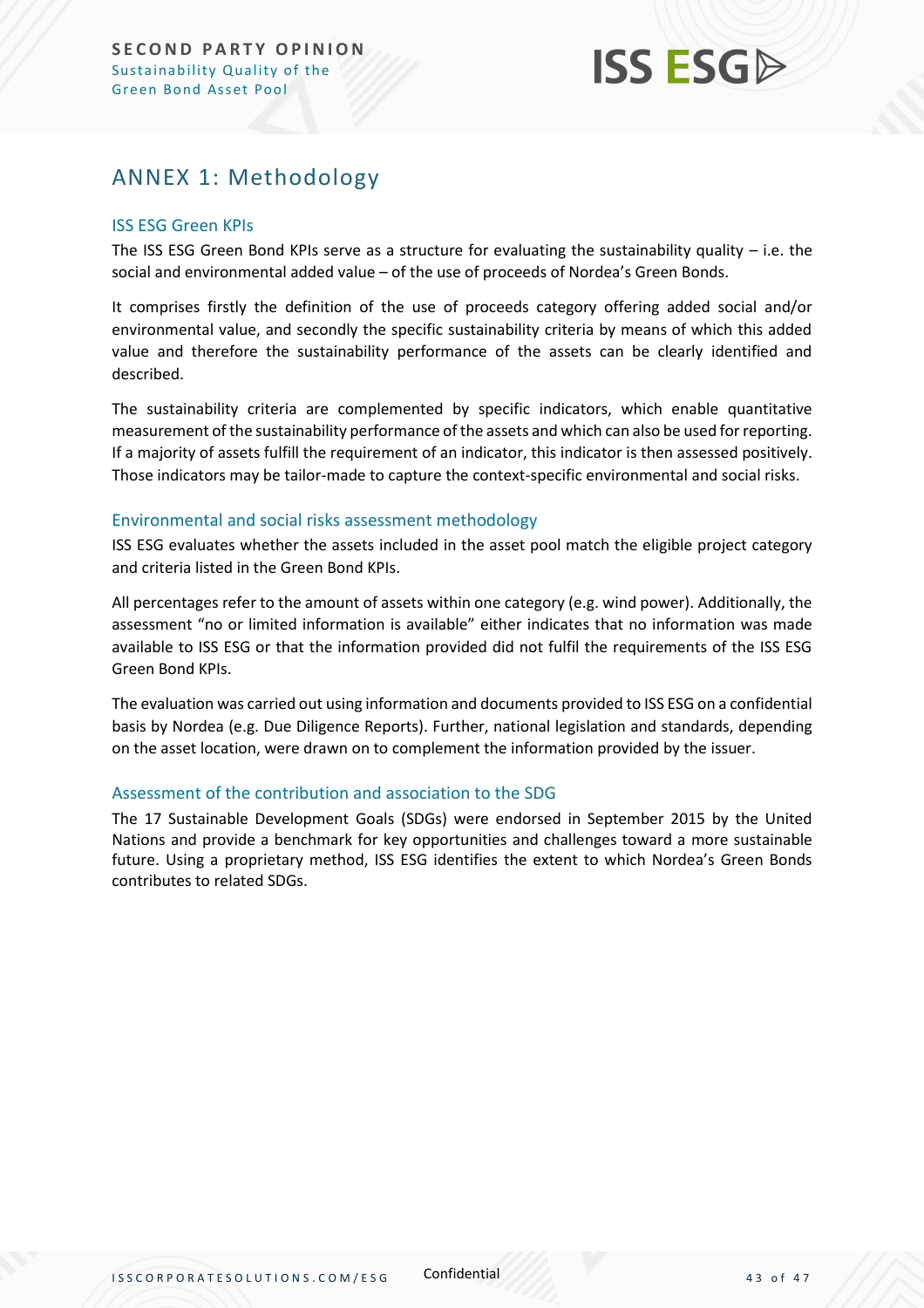## ANNEX 1: Methodology

### ISS ESG Green KPIs

The ISS ESG Green Bond KPIs serve as a structure for evaluating the sustainability quality – i.e. the social and environmental added value – of the use of proceeds of Nordea's Green Bonds.

It comprises firstly the definition of the use of proceeds category offering added social and/or environmental value, and secondly the specific sustainability criteria by means of which this added value and therefore the sustainability performance of the assets can be clearly identified and described.

The sustainability criteria are complemented by specific indicators, which enable quantitative measurement of the sustainability performance of the assets and which can also be used for reporting. If a majority of assets fulfill the requirement of an indicator, this indicator is then assessed positively. Those indicators may be tailor-made to capture the context-specific environmental and social risks.

### Environmental and social risks assessment methodology

ISS ESG evaluates whether the assets included in the asset pool match the eligible project category and criteria listed in the Green Bond KPIs.

All percentages refer to the amount of assets within one category (e.g. wind power). Additionally, the assessment "no or limited information is available" either indicates that no information was made available to ISS ESG or that the information provided did not fulfil the requirements of the ISS ESG Green Bond KPIs.

The evaluation was carried out using information and documents provided to ISS ESG on a confidential basis by Nordea (e.g. Due Diligence Reports). Further, national legislation and standards, depending on the asset location, were drawn on to complement the information provided by the issuer.

### Assessment of the contribution and association to the SDG

The 17 Sustainable Development Goals (SDGs) were endorsed in September 2015 by the United Nations and provide a benchmark for key opportunities and challenges toward a more sustainable future. Using a proprietary method, ISS ESG identifies the extent to which Nordea's Green Bonds contributes to related SDGs.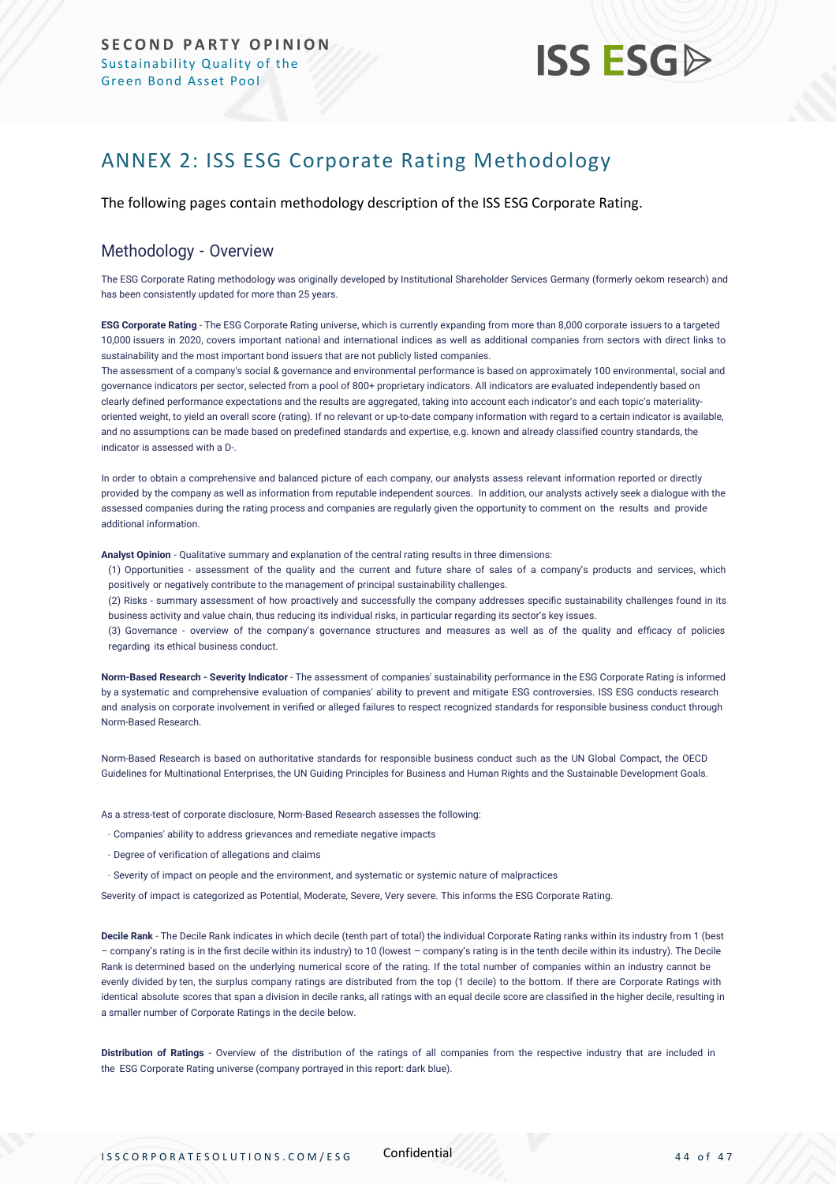# ANNEX 2: ISS ESG Corporate Rating Methodology

The following pages contain methodology description of the ISS ESG Corporate Rating.

## Methodology - Overview

The ESG Corporate Rating methodology was originally developed by Institutional Shareholder Services Germany (formerly oekom research) and has been consistently updated for more than 25 years.

**ESG Corporate Rating** - The ESG Corporate Rating universe, which is currently expanding from more than 8,000 corporate issuers to a targeted 10,000 issuers in 2020, covers important national and international indices as well as additional companies from sectors with direct links to sustainability and the most important bond issuers that are not publicly listed companies.
The assessment of a company's social & governance and environmental performance is based on approximately 100 environmental, social and governance indicators per sector, selected from a pool of 800+ proprietary indicators. All indicators are evaluated independently based on clearly defined performance expectations and the results are aggregated, taking into account each indicator's and each topic's materiality-oriented weight, to yield an overall score (rating). If no relevant or up-to-date company information with regard to a certain indicator is available, and no assumptions can be made based on predefined standards and expertise, e.g. known and already classified country standards, the indicator is assessed with a D-.

In order to obtain a comprehensive and balanced picture of each company, our analysts assess relevant information reported or directly provided by the company as well as information from reputable independent sources. In addition, our analysts actively seek a dialogue with the assessed companies during the rating process and companies are regularly given the opportunity to comment on the results and provide additional information.

**Analyst Opinion** - Qualitative summary and explanation of the central rating results in three dimensions:

(1) Opportunities - assessment of the quality and the current and future share of sales of a company's products and services, which positively or negatively contribute to the management of principal sustainability challenges.

(2) Risks - summary assessment of how proactively and successfully the company addresses specific sustainability challenges found in its business activity and value chain, thus reducing its individual risks, in particular regarding its sector's key issues.

(3) Governance - overview of the company's governance structures and measures as well as of the quality and efficacy of policies regarding its ethical business conduct.

**Norm-Based Research - Severity Indicator** - The assessment of companies' sustainability performance in the ESG Corporate Rating is informed by a systematic and comprehensive evaluation of companies' ability to prevent and mitigate ESG controversies. ISS ESG conducts research and analysis on corporate involvement in verified or alleged failures to respect recognized standards for responsible business conduct through Norm-Based Research.

Norm-Based Research is based on authoritative standards for responsible business conduct such as the UN Global Compact, the OECD Guidelines for Multinational Enterprises, the UN Guiding Principles for Business and Human Rights and the Sustainable Development Goals.

As a stress-test of corporate disclosure, Norm-Based Research assesses the following:

- Companies' ability to address grievances and remediate negative impacts
- Degree of verification of allegations and claims
- Severity of impact on people and the environment, and systematic or systemic nature of malpractices

Severity of impact is categorized as Potential, Moderate, Severe, Very severe. This informs the ESG Corporate Rating.

**Decile Rank** - The Decile Rank indicates in which decile (tenth part of total) the individual Corporate Rating ranks within its industry from 1 (best – company's rating is in the first decile within its industry) to 10 (lowest – company's rating is in the tenth decile within its industry). The Decile Rank is determined based on the underlying numerical score of the rating. If the total number of companies within an industry cannot be evenly divided by ten, the surplus company ratings are distributed from the top (1 decile) to the bottom. If there are Corporate Ratings with identical absolute scores that span a division in decile ranks, all ratings with an equal decile score are classified in the higher decile, resulting in a smaller number of Corporate Ratings in the decile below.

**Distribution of Ratings** - Overview of the distribution of the ratings of all companies from the respective industry that are included in the ESG Corporate Rating universe (company portrayed in this report: dark blue).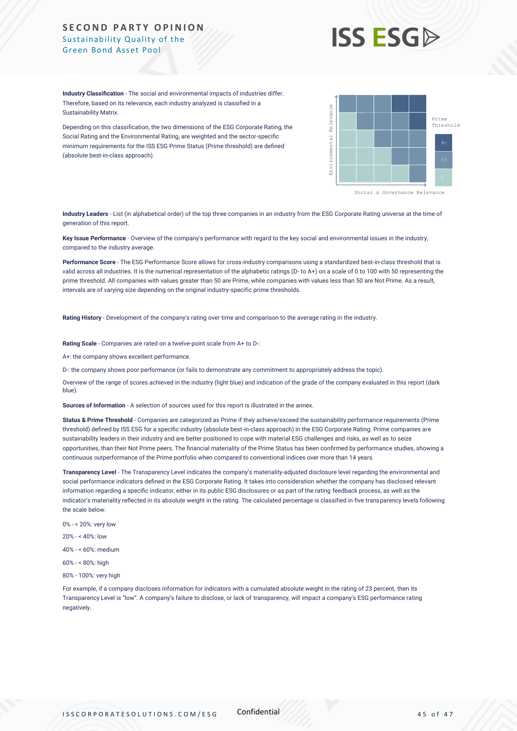**Industry Classification** - The social and environmental impacts of industries differ. Therefore, based on its relevance, each industry analyzed is classified in a Sustainability Matrix.

Depending on this classification, the two dimensions of the ESG Corporate Rating, the Social Rating and the Environmental Rating, are weighted and the sector-specific minimum requirements for the ISS ESG Prime Status (Prime threshold) are defined (absolute best-in-class approach).

**Industry Leaders** - List (in alphabetical order) of the top three companies in an industry from the ESG Corporate Rating universe at the time of generation of this report.

**Key Issue Performance** - Overview of the company's performance with regard to the key social and environmental issues in the industry, compared to the industry average.

**Performance Score** - The ESG Performance Score allows for cross-industry comparisons using a standardized best-in-class threshold that is valid across all industries. It is the numerical representation of the alphabetic ratings (D- to A+) on a scale of 0 to 100 with 50 representing the prime threshold. All companies with values greater than 50 are Prime, while companies with values less than 50 are Not Prime. As a result, intervals are of varying size depending on the original industry-specific prime thresholds.

**Rating History** - Development of the company's rating over time and comparison to the average rating in the industry.

**Rating Scale** - Companies are rated on a twelve-point scale from A+ to D-:

A+: the company shows excellent performance.

D-: the company shows poor performance (or fails to demonstrate any commitment to appropriately address the topic).

Overview of the range of scores achieved in the industry (light blue) and indication of the grade of the company evaluated in this report (dark blue).

**Sources of Information** - A selection of sources used for this report is illustrated in the annex.

**Status & Prime Threshold** - Companies are categorized as Prime if they achieve/exceed the sustainability performance requirements (Prime threshold) defined by ISS ESG for a specific industry (absolute best-in-class approach) in the ESG Corporate Rating. Prime companies are sustainability leaders in their industry and are better positioned to cope with material ESG challenges and risks, as well as to seize opportunities, than their Not Prime peers. The financial materiality of the Prime Status has been confirmed by performance studies, showing a continuous outperformance of the Prime portfolio when compared to conventional indices over more than 14 years.

**Transparency Level** - The Transparency Level indicates the company's materiality-adjusted disclosure level regarding the environmental and social performance indicators defined in the ESG Corporate Rating. It takes into consideration whether the company has disclosed relevant information regarding a specific indicator, either in its public ESG disclosures or as part of the rating feedback process, as well as the indicator's materiality reflected in its absolute weight in the rating. The calculated percentage is classified in five transparency levels following the scale below.

0% - < 20%: very low

20% - < 40%: low

40% - < 60%: medium

60% - < 80%: high

80% - 100%: very high

For example, if a company discloses information for indicators with a cumulated absolute weight in the rating of 23 percent, then its Transparency Level is "low". A company's failure to disclose, or lack of transparency, will impact a company's ESG performance rating negatively.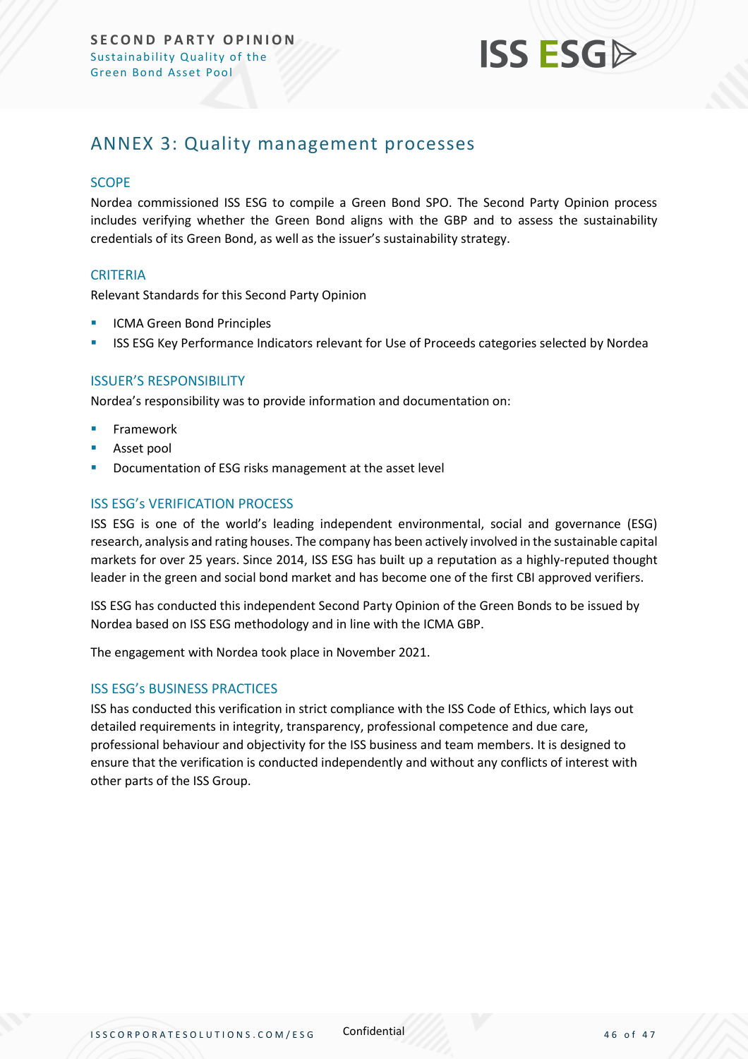## ANNEX 3: Quality management processes

### SCOPE

Nordea commissioned ISS ESG to compile a Green Bond SPO. The Second Party Opinion process includes verifying whether the Green Bond aligns with the GBP and to assess the sustainability credentials of its Green Bond, as well as the issuer's sustainability strategy.

### CRITERIA

Relevant Standards for this Second Party Opinion

- ICMA Green Bond Principles
- ISS ESG Key Performance Indicators relevant for Use of Proceeds categories selected by Nordea

### ISSUER'S RESPONSIBILITY

Nordea's responsibility was to provide information and documentation on:

- Framework
- Asset pool
- Documentation of ESG risks management at the asset level

### ISS ESG's VERIFICATION PROCESS

ISS ESG is one of the world's leading independent environmental, social and governance (ESG) research, analysis and rating houses. The company has been actively involved in the sustainable capital markets for over 25 years. Since 2014, ISS ESG has built up a reputation as a highly-reputed thought leader in the green and social bond market and has become one of the first CBI approved verifiers.

ISS ESG has conducted this independent Second Party Opinion of the Green Bonds to be issued by Nordea based on ISS ESG methodology and in line with the ICMA GBP.

The engagement with Nordea took place in November 2021.

### ISS ESG's BUSINESS PRACTICES

ISS has conducted this verification in strict compliance with the ISS Code of Ethics, which lays out detailed requirements in integrity, transparency, professional competence and due care, professional behaviour and objectivity for the ISS business and team members. It is designed to ensure that the verification is conducted independently and without any conflicts of interest with other parts of the ISS Group.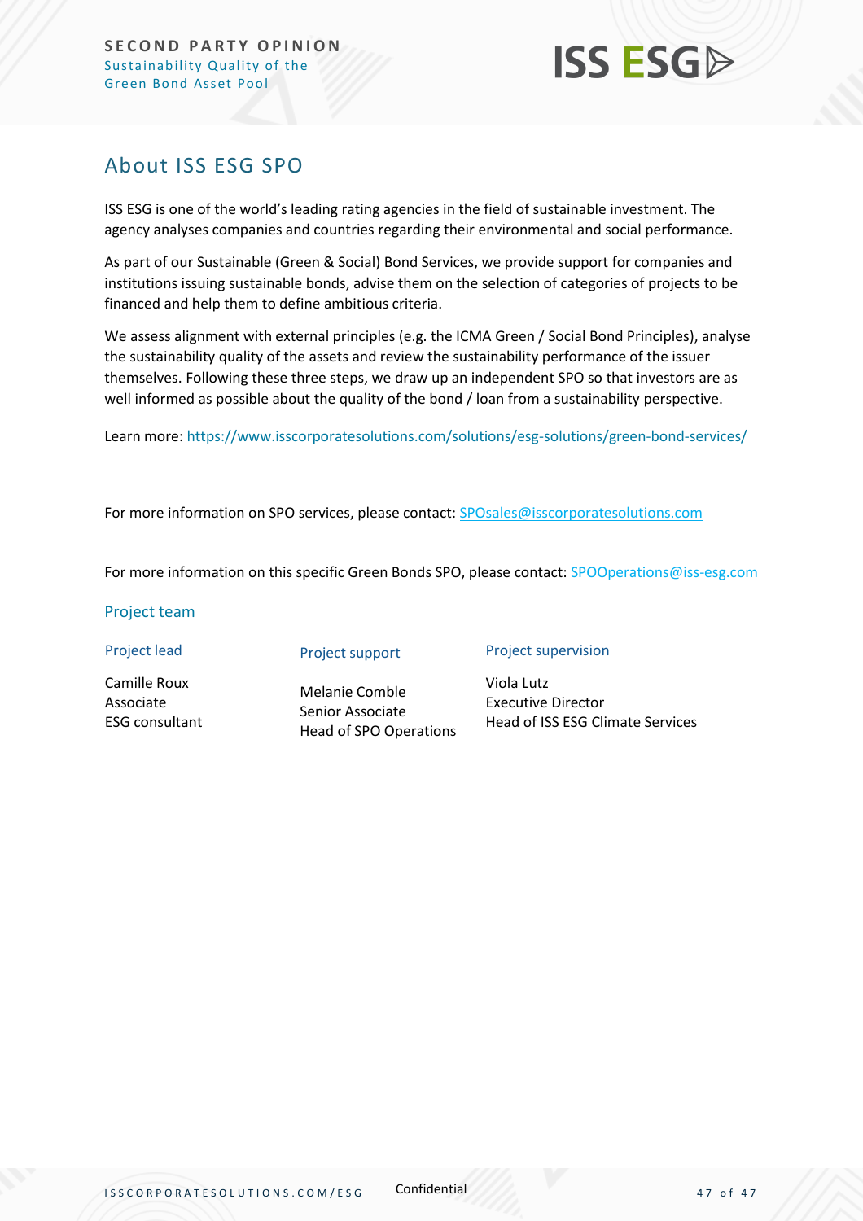## About ISS ESG SPO

ISS ESG is one of the world's leading rating agencies in the field of sustainable investment. The agency analyses companies and countries regarding their environmental and social performance.

As part of our Sustainable (Green & Social) Bond Services, we provide support for companies and institutions issuing sustainable bonds, advise them on the selection of categories of projects to be financed and help them to define ambitious criteria.

We assess alignment with external principles (e.g. the ICMA Green / Social Bond Principles), analyse the sustainability quality of the assets and review the sustainability performance of the issuer themselves. Following these three steps, we draw up an independent SPO so that investors are as well informed as possible about the quality of the bond / loan from a sustainability perspective.

Learn more: https://www.isscorporatesolutions.com/solutions/esg-solutions/green-bond-services/

For more information on SPO services, please contact: SPOsales@isscorporatesolutions.com

For more information on this specific Green Bonds SPO, please contact: SPOOperations@iss-esg.com

### Project team

| Project lead | Project support | Project supervision |
|---|---|---|
| Camille Roux<br>Associate<br>ESG consultant | Melanie Comble<br>Senior Associate<br>Head of SPO Operations | Viola Lutz<br>Executive Director<br>Head of ISS ESG Climate Services |

Confidential